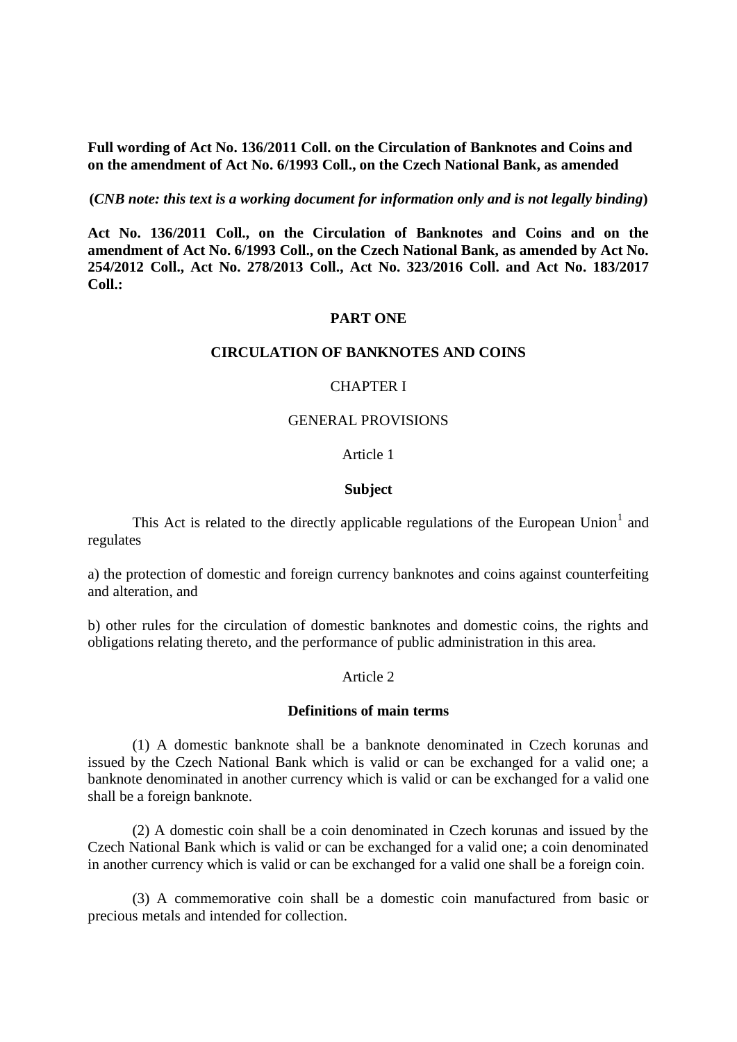**Full wording of Act No. 136/2011 Coll. on the Circulation of Banknotes and Coins and on the amendment of Act No. 6/1993 Coll., on the Czech National Bank, as amended**

**(*CNB note: this text is a working document for information only and is not legally binding*)**

**Act No. 136/2011 Coll., on the Circulation of Banknotes and Coins and on the amendment of Act No. 6/1993 Coll., on the Czech National Bank, as amended by Act No. 254/2012 Coll., Act No. 278/2013 Coll., Act No. 323/2016 Coll. and Act No. 183/2017 Coll.:**

# PART ONE

# CIRCULATION OF BANKNOTES AND COINS

## CHAPTER I

## GENERAL PROVISIONS

### Article 1

### Subject

This Act is related to the directly applicable regulations of the European Union[1] and regulates

a) the protection of domestic and foreign currency banknotes and coins against counterfeiting and alteration, and

b) other rules for the circulation of domestic banknotes and domestic coins, the rights and obligations relating thereto, and the performance of public administration in this area.

### Article 2

### Definitions of main terms

(1) A domestic banknote shall be a banknote denominated in Czech korunas and issued by the Czech National Bank which is valid or can be exchanged for a valid one; a banknote denominated in another currency which is valid or can be exchanged for a valid one shall be a foreign banknote.

(2) A domestic coin shall be a coin denominated in Czech korunas and issued by the Czech National Bank which is valid or can be exchanged for a valid one; a coin denominated in another currency which is valid or can be exchanged for a valid one shall be a foreign coin.

(3) A commemorative coin shall be a domestic coin manufactured from basic or precious metals and intended for collection.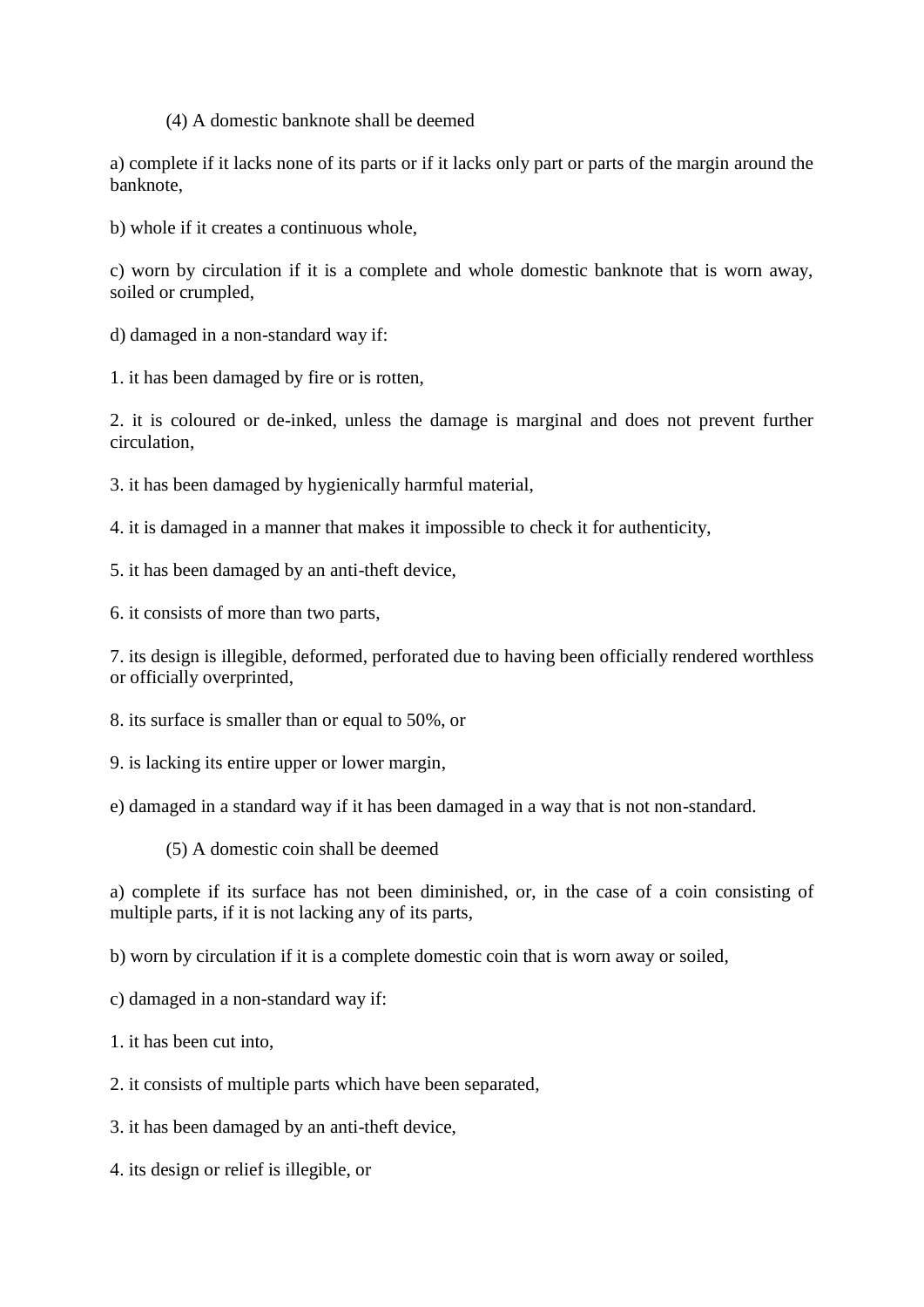(4) A domestic banknote shall be deemed

a) complete if it lacks none of its parts or if it lacks only part or parts of the margin around the banknote,

b) whole if it creates a continuous whole,

c) worn by circulation if it is a complete and whole domestic banknote that is worn away, soiled or crumpled,

d) damaged in a non-standard way if:

1. it has been damaged by fire or is rotten,

2. it is coloured or de-inked, unless the damage is marginal and does not prevent further circulation,

3. it has been damaged by hygienically harmful material,

4. it is damaged in a manner that makes it impossible to check it for authenticity,

5. it has been damaged by an anti-theft device,

6. it consists of more than two parts,

7. its design is illegible, deformed, perforated due to having been officially rendered worthless or officially overprinted,

8. its surface is smaller than or equal to 50%, or

9. is lacking its entire upper or lower margin,

e) damaged in a standard way if it has been damaged in a way that is not non-standard.

(5) A domestic coin shall be deemed

a) complete if its surface has not been diminished, or, in the case of a coin consisting of multiple parts, if it is not lacking any of its parts,

b) worn by circulation if it is a complete domestic coin that is worn away or soiled,

c) damaged in a non-standard way if:

1. it has been cut into,

2. it consists of multiple parts which have been separated,

3. it has been damaged by an anti-theft device,

4. its design or relief is illegible, or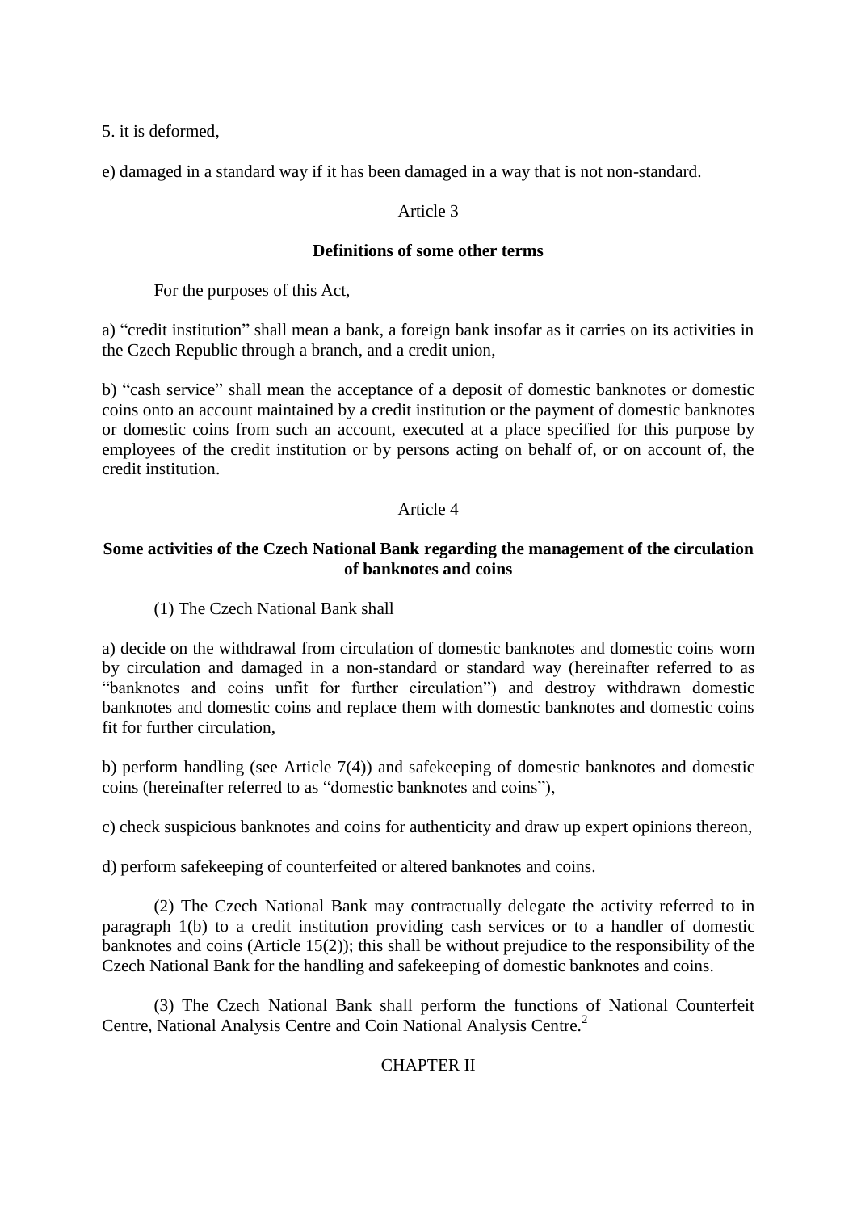5. it is deformed,

e) damaged in a standard way if it has been damaged in a way that is not non-standard.

Article 3

**Definitions of some other terms**

For the purposes of this Act,

a) “credit institution” shall mean a bank, a foreign bank insofar as it carries on its activities in the Czech Republic through a branch, and a credit union,

b) “cash service” shall mean the acceptance of a deposit of domestic banknotes or domestic coins onto an account maintained by a credit institution or the payment of domestic banknotes or domestic coins from such an account, executed at a place specified for this purpose by employees of the credit institution or by persons acting on behalf of, or on account of, the credit institution.

Article 4

**Some activities of the Czech National Bank regarding the management of the circulation of banknotes and coins**

(1) The Czech National Bank shall

a) decide on the withdrawal from circulation of domestic banknotes and domestic coins worn by circulation and damaged in a non-standard or standard way (hereinafter referred to as “banknotes and coins unfit for further circulation”) and destroy withdrawn domestic banknotes and domestic coins and replace them with domestic banknotes and domestic coins fit for further circulation,

b) perform handling (see Article 7(4)) and safekeeping of domestic banknotes and domestic coins (hereinafter referred to as “domestic banknotes and coins”),

c) check suspicious banknotes and coins for authenticity and draw up expert opinions thereon,

d) perform safekeeping of counterfeited or altered banknotes and coins.

(2) The Czech National Bank may contractually delegate the activity referred to in paragraph 1(b) to a credit institution providing cash services or to a handler of domestic banknotes and coins (Article 15(2)); this shall be without prejudice to the responsibility of the Czech National Bank for the handling and safekeeping of domestic banknotes and coins.

(3) The Czech National Bank shall perform the functions of National Counterfeit Centre, National Analysis Centre and Coin National Analysis Centre.[2]

CHAPTER II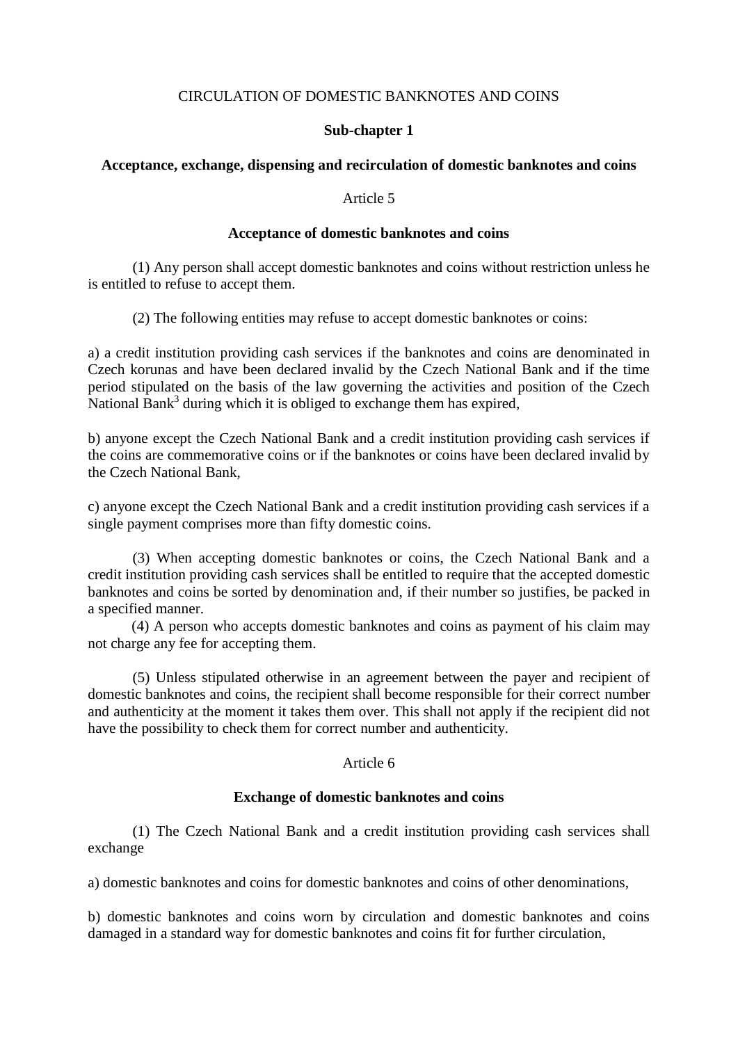CIRCULATION OF DOMESTIC BANKNOTES AND COINS

## Sub-chapter 1

### Acceptance, exchange, dispensing and recirculation of domestic banknotes and coins

Article 5

#### Acceptance of domestic banknotes and coins

(1) Any person shall accept domestic banknotes and coins without restriction unless he is entitled to refuse to accept them.

(2) The following entities may refuse to accept domestic banknotes or coins:

a) a credit institution providing cash services if the banknotes and coins are denominated in Czech korunas and have been declared invalid by the Czech National Bank and if the time period stipulated on the basis of the law governing the activities and position of the Czech National Bank[3] during which it is obliged to exchange them has expired,

b) anyone except the Czech National Bank and a credit institution providing cash services if the coins are commemorative coins or if the banknotes or coins have been declared invalid by the Czech National Bank,

c) anyone except the Czech National Bank and a credit institution providing cash services if a single payment comprises more than fifty domestic coins.

(3) When accepting domestic banknotes or coins, the Czech National Bank and a credit institution providing cash services shall be entitled to require that the accepted domestic banknotes and coins be sorted by denomination and, if their number so justifies, be packed in a specified manner.

(4) A person who accepts domestic banknotes and coins as payment of his claim may not charge any fee for accepting them.

(5) Unless stipulated otherwise in an agreement between the payer and recipient of domestic banknotes and coins, the recipient shall become responsible for their correct number and authenticity at the moment it takes them over. This shall not apply if the recipient did not have the possibility to check them for correct number and authenticity.

Article 6

#### Exchange of domestic banknotes and coins

(1) The Czech National Bank and a credit institution providing cash services shall exchange

a) domestic banknotes and coins for domestic banknotes and coins of other denominations,

b) domestic banknotes and coins worn by circulation and domestic banknotes and coins damaged in a standard way for domestic banknotes and coins fit for further circulation,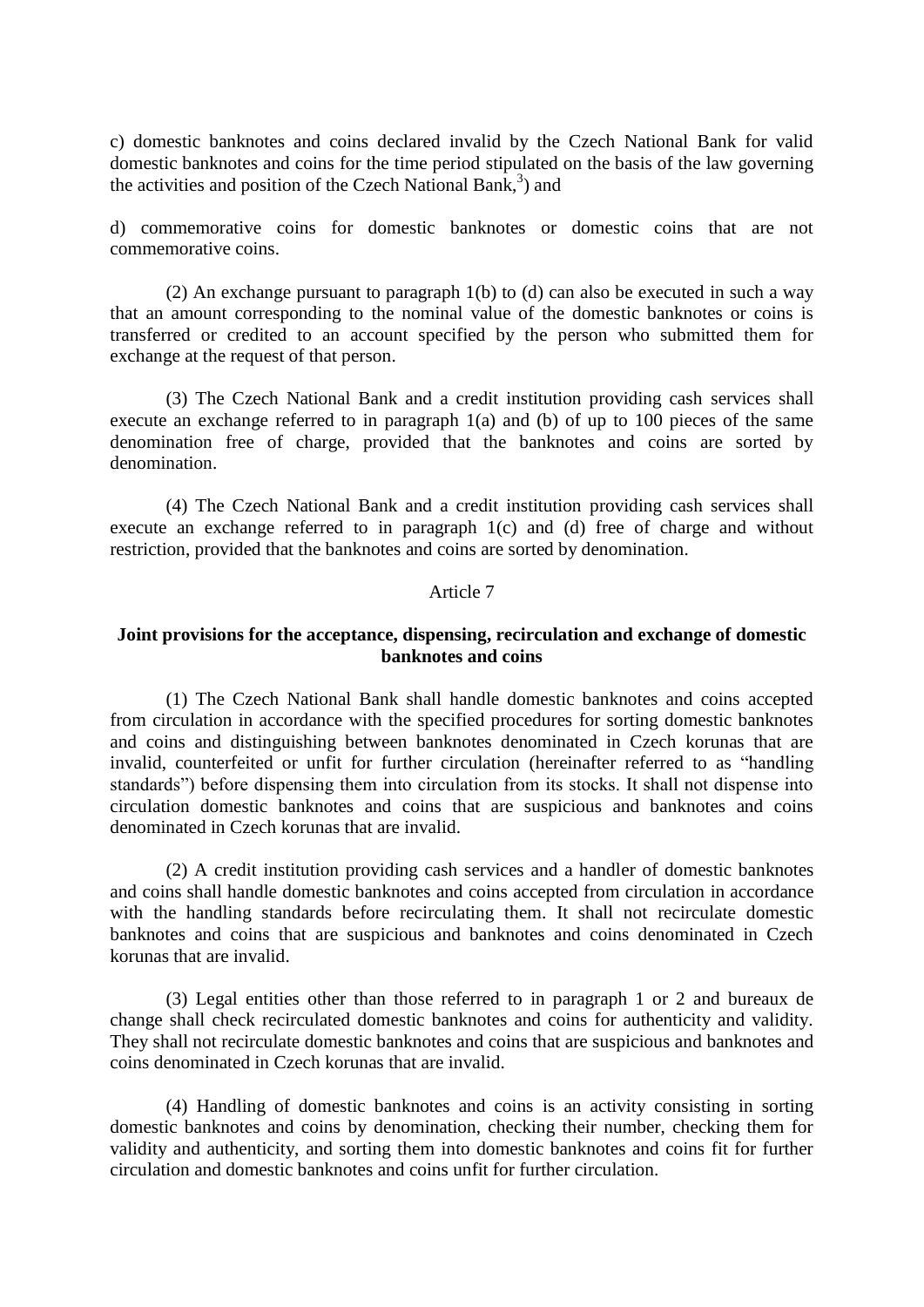c) domestic banknotes and coins declared invalid by the Czech National Bank for valid domestic banknotes and coins for the time period stipulated on the basis of the law governing the activities and position of the Czech National Bank,[3]) and

d) commemorative coins for domestic banknotes or domestic coins that are not commemorative coins.

(2) An exchange pursuant to paragraph 1(b) to (d) can also be executed in such a way that an amount corresponding to the nominal value of the domestic banknotes or coins is transferred or credited to an account specified by the person who submitted them for exchange at the request of that person.

(3) The Czech National Bank and a credit institution providing cash services shall execute an exchange referred to in paragraph 1(a) and (b) of up to 100 pieces of the same denomination free of charge, provided that the banknotes and coins are sorted by denomination.

(4) The Czech National Bank and a credit institution providing cash services shall execute an exchange referred to in paragraph 1(c) and (d) free of charge and without restriction, provided that the banknotes and coins are sorted by denomination.

Article 7

**Joint provisions for the acceptance, dispensing, recirculation and exchange of domestic banknotes and coins**

(1) The Czech National Bank shall handle domestic banknotes and coins accepted from circulation in accordance with the specified procedures for sorting domestic banknotes and coins and distinguishing between banknotes denominated in Czech korunas that are invalid, counterfeited or unfit for further circulation (hereinafter referred to as "handling standards") before dispensing them into circulation from its stocks. It shall not dispense into circulation domestic banknotes and coins that are suspicious and banknotes and coins denominated in Czech korunas that are invalid.

(2) A credit institution providing cash services and a handler of domestic banknotes and coins shall handle domestic banknotes and coins accepted from circulation in accordance with the handling standards before recirculating them. It shall not recirculate domestic banknotes and coins that are suspicious and banknotes and coins denominated in Czech korunas that are invalid.

(3) Legal entities other than those referred to in paragraph 1 or 2 and bureaux de change shall check recirculated domestic banknotes and coins for authenticity and validity. They shall not recirculate domestic banknotes and coins that are suspicious and banknotes and coins denominated in Czech korunas that are invalid.

(4) Handling of domestic banknotes and coins is an activity consisting in sorting domestic banknotes and coins by denomination, checking their number, checking them for validity and authenticity, and sorting them into domestic banknotes and coins fit for further circulation and domestic banknotes and coins unfit for further circulation.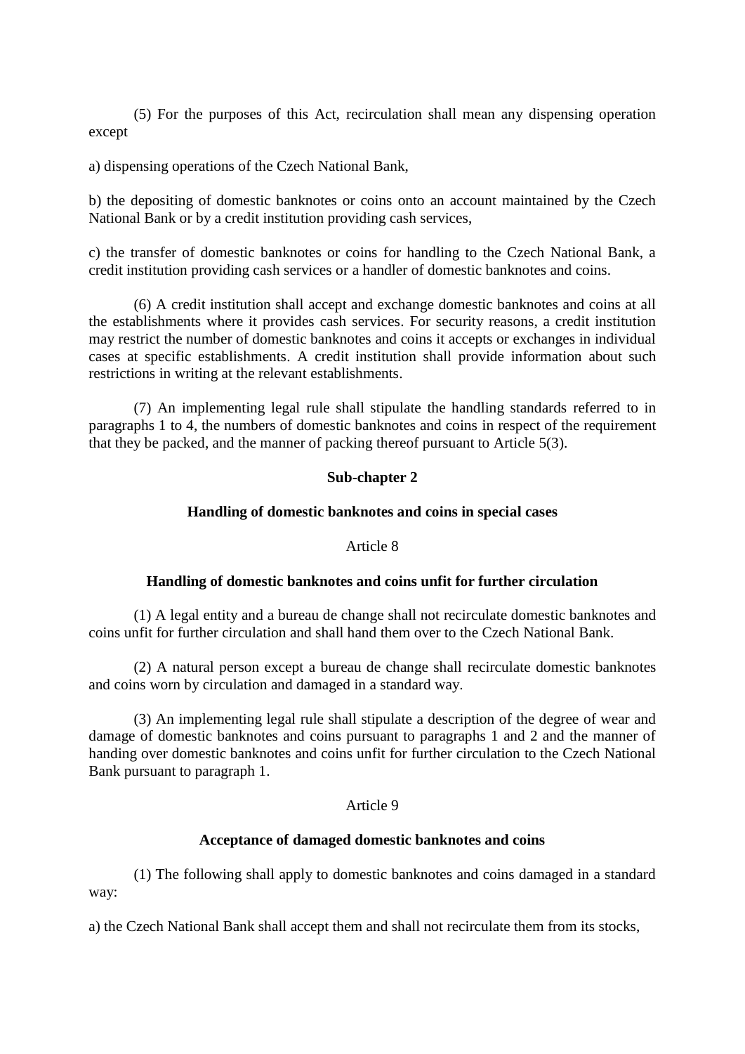(5) For the purposes of this Act, recirculation shall mean any dispensing operation except

a) dispensing operations of the Czech National Bank,

b) the depositing of domestic banknotes or coins onto an account maintained by the Czech National Bank or by a credit institution providing cash services,

c) the transfer of domestic banknotes or coins for handling to the Czech National Bank, a credit institution providing cash services or a handler of domestic banknotes and coins.

(6) A credit institution shall accept and exchange domestic banknotes and coins at all the establishments where it provides cash services. For security reasons, a credit institution may restrict the number of domestic banknotes and coins it accepts or exchanges in individual cases at specific establishments. A credit institution shall provide information about such restrictions in writing at the relevant establishments.

(7) An implementing legal rule shall stipulate the handling standards referred to in paragraphs 1 to 4, the numbers of domestic banknotes and coins in respect of the requirement that they be packed, and the manner of packing thereof pursuant to Article 5(3).

## Sub-chapter 2

## Handling of domestic banknotes and coins in special cases

### Article 8

### Handling of domestic banknotes and coins unfit for further circulation

(1) A legal entity and a bureau de change shall not recirculate domestic banknotes and coins unfit for further circulation and shall hand them over to the Czech National Bank.

(2) A natural person except a bureau de change shall recirculate domestic banknotes and coins worn by circulation and damaged in a standard way.

(3) An implementing legal rule shall stipulate a description of the degree of wear and damage of domestic banknotes and coins pursuant to paragraphs 1 and 2 and the manner of handing over domestic banknotes and coins unfit for further circulation to the Czech National Bank pursuant to paragraph 1.

### Article 9

### Acceptance of damaged domestic banknotes and coins

(1) The following shall apply to domestic banknotes and coins damaged in a standard way:

a) the Czech National Bank shall accept them and shall not recirculate them from its stocks,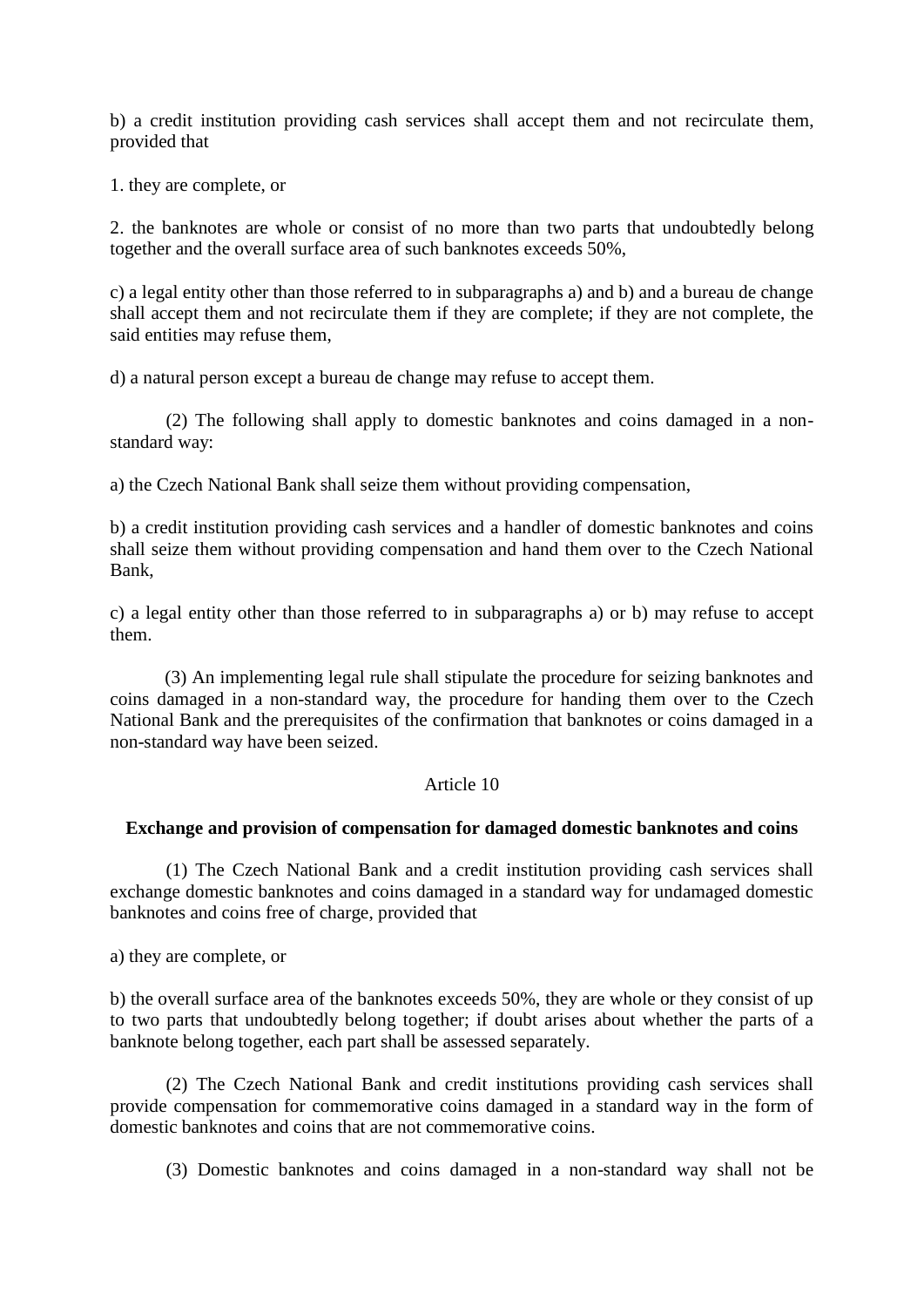b) a credit institution providing cash services shall accept them and not recirculate them, provided that

1. they are complete, or

2. the banknotes are whole or consist of no more than two parts that undoubtedly belong together and the overall surface area of such banknotes exceeds 50%,

c) a legal entity other than those referred to in subparagraphs a) and b) and a bureau de change shall accept them and not recirculate them if they are complete; if they are not complete, the said entities may refuse them,

d) a natural person except a bureau de change may refuse to accept them.

(2) The following shall apply to domestic banknotes and coins damaged in a non-standard way:

a) the Czech National Bank shall seize them without providing compensation,

b) a credit institution providing cash services and a handler of domestic banknotes and coins shall seize them without providing compensation and hand them over to the Czech National Bank,

c) a legal entity other than those referred to in subparagraphs a) or b) may refuse to accept them.

(3) An implementing legal rule shall stipulate the procedure for seizing banknotes and coins damaged in a non-standard way, the procedure for handing them over to the Czech National Bank and the prerequisites of the confirmation that banknotes or coins damaged in a non-standard way have been seized.

Article 10

**Exchange and provision of compensation for damaged domestic banknotes and coins**

(1) The Czech National Bank and a credit institution providing cash services shall exchange domestic banknotes and coins damaged in a standard way for undamaged domestic banknotes and coins free of charge, provided that

a) they are complete, or

b) the overall surface area of the banknotes exceeds 50%, they are whole or they consist of up to two parts that undoubtedly belong together; if doubt arises about whether the parts of a banknote belong together, each part shall be assessed separately.

(2) The Czech National Bank and credit institutions providing cash services shall provide compensation for commemorative coins damaged in a standard way in the form of domestic banknotes and coins that are not commemorative coins.

(3) Domestic banknotes and coins damaged in a non-standard way shall not be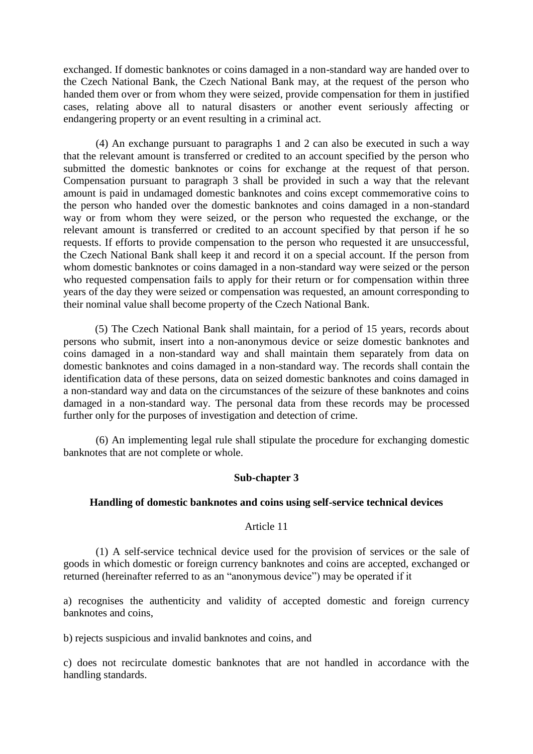exchanged. If domestic banknotes or coins damaged in a non-standard way are handed over to the Czech National Bank, the Czech National Bank may, at the request of the person who handed them over or from whom they were seized, provide compensation for them in justified cases, relating above all to natural disasters or another event seriously affecting or endangering property or an event resulting in a criminal act.

(4) An exchange pursuant to paragraphs 1 and 2 can also be executed in such a way that the relevant amount is transferred or credited to an account specified by the person who submitted the domestic banknotes or coins for exchange at the request of that person. Compensation pursuant to paragraph 3 shall be provided in such a way that the relevant amount is paid in undamaged domestic banknotes and coins except commemorative coins to the person who handed over the domestic banknotes and coins damaged in a non-standard way or from whom they were seized, or the person who requested the exchange, or the relevant amount is transferred or credited to an account specified by that person if he so requests. If efforts to provide compensation to the person who requested it are unsuccessful, the Czech National Bank shall keep it and record it on a special account. If the person from whom domestic banknotes or coins damaged in a non-standard way were seized or the person who requested compensation fails to apply for their return or for compensation within three years of the day they were seized or compensation was requested, an amount corresponding to their nominal value shall become property of the Czech National Bank.

(5) The Czech National Bank shall maintain, for a period of 15 years, records about persons who submit, insert into a non-anonymous device or seize domestic banknotes and coins damaged in a non-standard way and shall maintain them separately from data on domestic banknotes and coins damaged in a non-standard way. The records shall contain the identification data of these persons, data on seized domestic banknotes and coins damaged in a non-standard way and data on the circumstances of the seizure of these banknotes and coins damaged in a non-standard way. The personal data from these records may be processed further only for the purposes of investigation and detection of crime.

(6) An implementing legal rule shall stipulate the procedure for exchanging domestic banknotes that are not complete or whole.

## Sub-chapter 3

### Handling of domestic banknotes and coins using self-service technical devices

Article 11

(1) A self-service technical device used for the provision of services or the sale of goods in which domestic or foreign currency banknotes and coins are accepted, exchanged or returned (hereinafter referred to as an "anonymous device") may be operated if it

a) recognises the authenticity and validity of accepted domestic and foreign currency banknotes and coins,

b) rejects suspicious and invalid banknotes and coins, and

c) does not recirculate domestic banknotes that are not handled in accordance with the handling standards.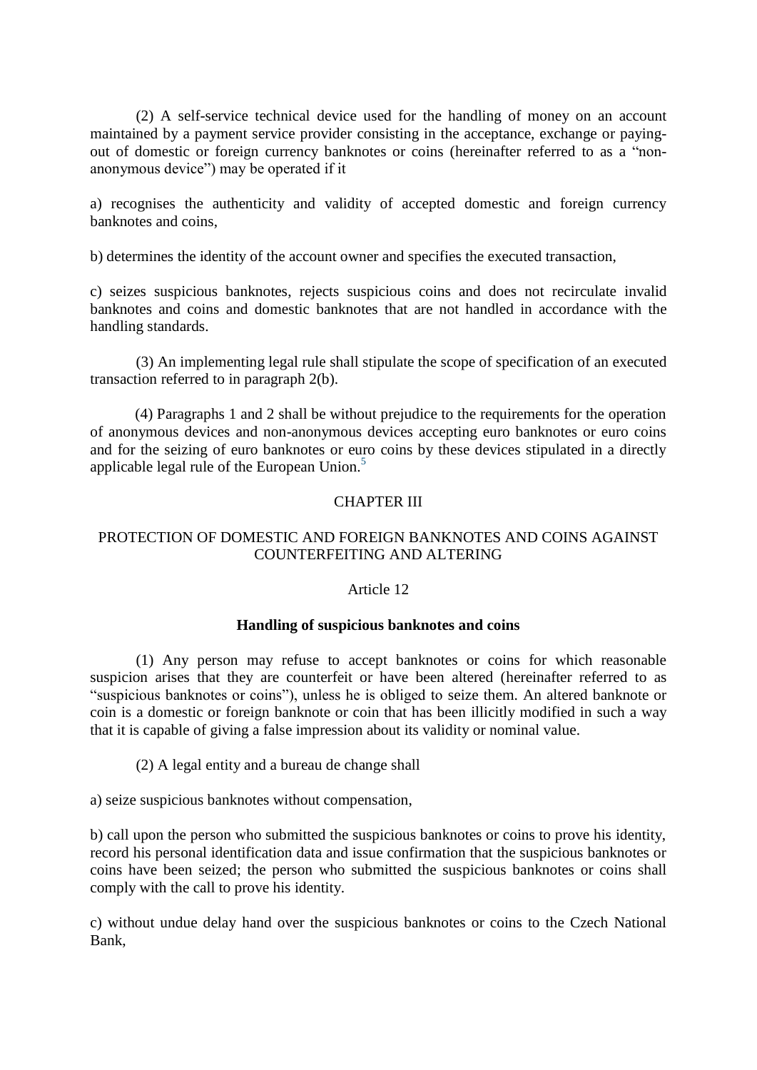(2) A self-service technical device used for the handling of money on an account maintained by a payment service provider consisting in the acceptance, exchange or paying-out of domestic or foreign currency banknotes or coins (hereinafter referred to as a "non-anonymous device") may be operated if it

a) recognises the authenticity and validity of accepted domestic and foreign currency banknotes and coins,

b) determines the identity of the account owner and specifies the executed transaction,

c) seizes suspicious banknotes, rejects suspicious coins and does not recirculate invalid banknotes and coins and domestic banknotes that are not handled in accordance with the handling standards.

(3) An implementing legal rule shall stipulate the scope of specification of an executed transaction referred to in paragraph 2(b).

(4) Paragraphs 1 and 2 shall be without prejudice to the requirements for the operation of anonymous devices and non-anonymous devices accepting euro banknotes or euro coins and for the seizing of euro banknotes or euro coins by these devices stipulated in a directly applicable legal rule of the European Union.[5]

## CHAPTER III

## PROTECTION OF DOMESTIC AND FOREIGN BANKNOTES AND COINS AGAINST COUNTERFEITING AND ALTERING

### Article 12

**Handling of suspicious banknotes and coins**

(1) Any person may refuse to accept banknotes or coins for which reasonable suspicion arises that they are counterfeit or have been altered (hereinafter referred to as "suspicious banknotes or coins"), unless he is obliged to seize them. An altered banknote or coin is a domestic or foreign banknote or coin that has been illicitly modified in such a way that it is capable of giving a false impression about its validity or nominal value.

(2) A legal entity and a bureau de change shall

a) seize suspicious banknotes without compensation,

b) call upon the person who submitted the suspicious banknotes or coins to prove his identity, record his personal identification data and issue confirmation that the suspicious banknotes or coins have been seized; the person who submitted the suspicious banknotes or coins shall comply with the call to prove his identity.

c) without undue delay hand over the suspicious banknotes or coins to the Czech National Bank,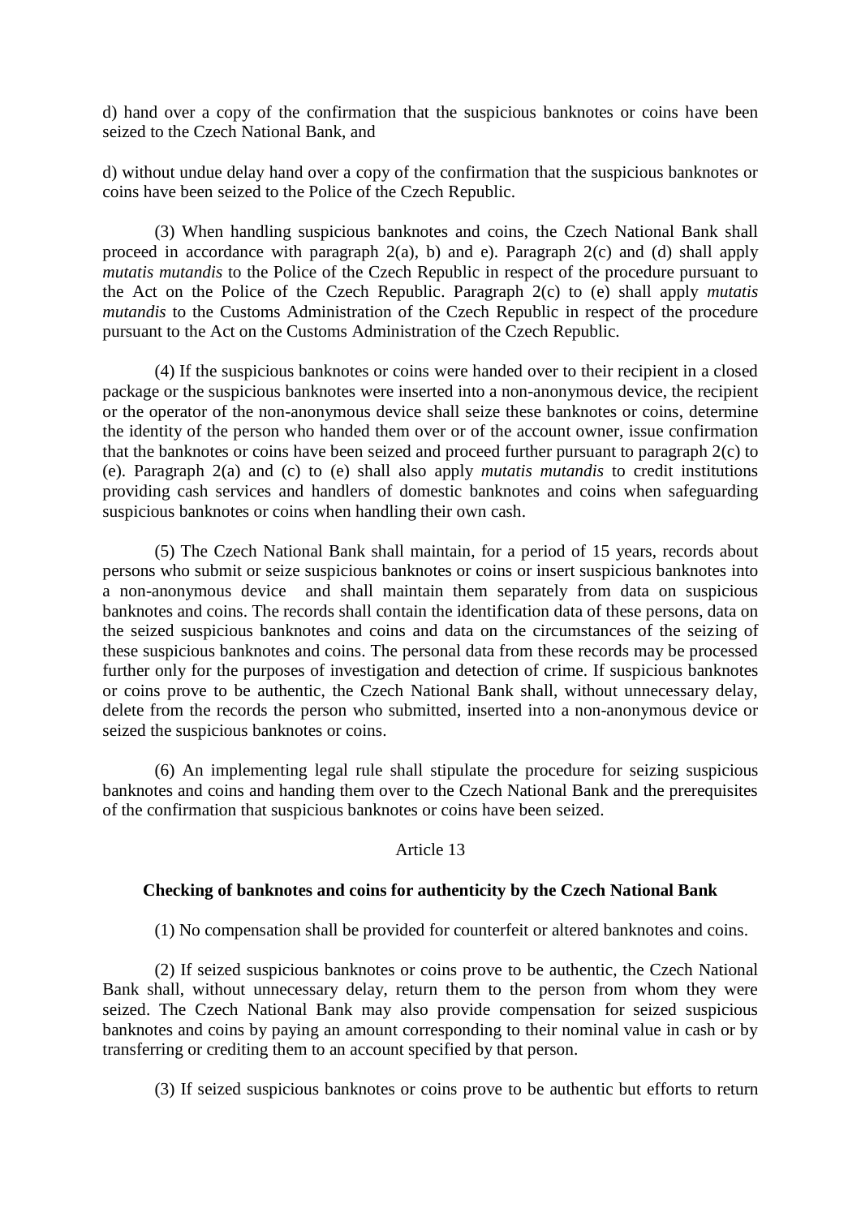d) hand over a copy of the confirmation that the suspicious banknotes or coins have been seized to the Czech National Bank, and

d) without undue delay hand over a copy of the confirmation that the suspicious banknotes or coins have been seized to the Police of the Czech Republic.

(3) When handling suspicious banknotes and coins, the Czech National Bank shall proceed in accordance with paragraph 2(a), b) and e). Paragraph 2(c) and (d) shall apply *mutatis mutandis* to the Police of the Czech Republic in respect of the procedure pursuant to the Act on the Police of the Czech Republic. Paragraph 2(c) to (e) shall apply *mutatis mutandis* to the Customs Administration of the Czech Republic in respect of the procedure pursuant to the Act on the Customs Administration of the Czech Republic.

(4) If the suspicious banknotes or coins were handed over to their recipient in a closed package or the suspicious banknotes were inserted into a non-anonymous device, the recipient or the operator of the non-anonymous device shall seize these banknotes or coins, determine the identity of the person who handed them over or of the account owner, issue confirmation that the banknotes or coins have been seized and proceed further pursuant to paragraph 2(c) to (e). Paragraph 2(a) and (c) to (e) shall also apply *mutatis mutandis* to credit institutions providing cash services and handlers of domestic banknotes and coins when safeguarding suspicious banknotes or coins when handling their own cash.

(5) The Czech National Bank shall maintain, for a period of 15 years, records about persons who submit or seize suspicious banknotes or coins or insert suspicious banknotes into a non-anonymous device and shall maintain them separately from data on suspicious banknotes and coins. The records shall contain the identification data of these persons, data on the seized suspicious banknotes and coins and data on the circumstances of the seizing of these suspicious banknotes and coins. The personal data from these records may be processed further only for the purposes of investigation and detection of crime. If suspicious banknotes or coins prove to be authentic, the Czech National Bank shall, without unnecessary delay, delete from the records the person who submitted, inserted into a non-anonymous device or seized the suspicious banknotes or coins.

(6) An implementing legal rule shall stipulate the procedure for seizing suspicious banknotes and coins and handing them over to the Czech National Bank and the prerequisites of the confirmation that suspicious banknotes or coins have been seized.

Article 13

**Checking of banknotes and coins for authenticity by the Czech National Bank**

(1) No compensation shall be provided for counterfeit or altered banknotes and coins.

(2) If seized suspicious banknotes or coins prove to be authentic, the Czech National Bank shall, without unnecessary delay, return them to the person from whom they were seized. The Czech National Bank may also provide compensation for seized suspicious banknotes and coins by paying an amount corresponding to their nominal value in cash or by transferring or crediting them to an account specified by that person.

(3) If seized suspicious banknotes or coins prove to be authentic but efforts to return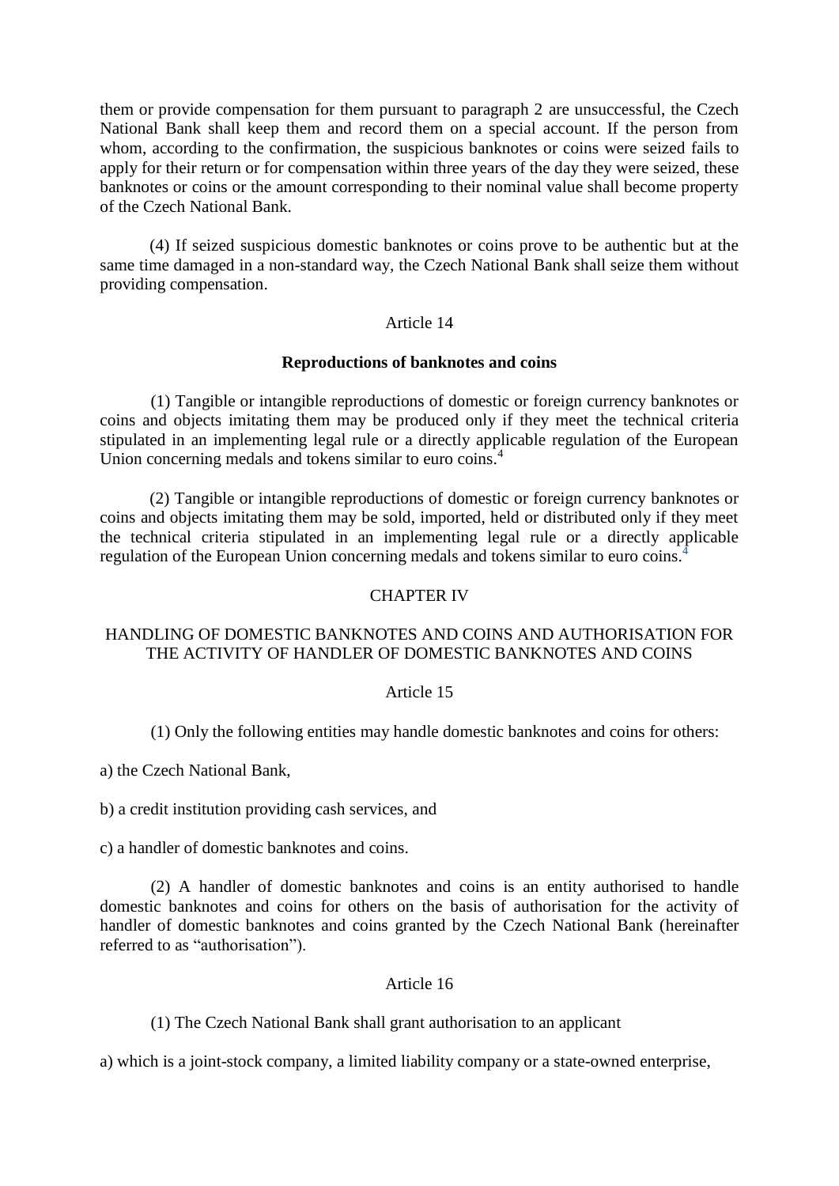them or provide compensation for them pursuant to paragraph 2 are unsuccessful, the Czech National Bank shall keep them and record them on a special account. If the person from whom, according to the confirmation, the suspicious banknotes or coins were seized fails to apply for their return or for compensation within three years of the day they were seized, these banknotes or coins or the amount corresponding to their nominal value shall become property of the Czech National Bank.

(4) If seized suspicious domestic banknotes or coins prove to be authentic but at the same time damaged in a non-standard way, the Czech National Bank shall seize them without providing compensation.

Article 14

**Reproductions of banknotes and coins**

(1) Tangible or intangible reproductions of domestic or foreign currency banknotes or coins and objects imitating them may be produced only if they meet the technical criteria stipulated in an implementing legal rule or a directly applicable regulation of the European Union concerning medals and tokens similar to euro coins.[4]

(2) Tangible or intangible reproductions of domestic or foreign currency banknotes or coins and objects imitating them may be sold, imported, held or distributed only if they meet the technical criteria stipulated in an implementing legal rule or a directly applicable regulation of the European Union concerning medals and tokens similar to euro coins.[4]

CHAPTER IV

HANDLING OF DOMESTIC BANKNOTES AND COINS AND AUTHORISATION FOR THE ACTIVITY OF HANDLER OF DOMESTIC BANKNOTES AND COINS

Article 15

(1) Only the following entities may handle domestic banknotes and coins for others:

a) the Czech National Bank,

b) a credit institution providing cash services, and

c) a handler of domestic banknotes and coins.

(2) A handler of domestic banknotes and coins is an entity authorised to handle domestic banknotes and coins for others on the basis of authorisation for the activity of handler of domestic banknotes and coins granted by the Czech National Bank (hereinafter referred to as "authorisation").

Article 16

(1) The Czech National Bank shall grant authorisation to an applicant

a) which is a joint-stock company, a limited liability company or a state-owned enterprise,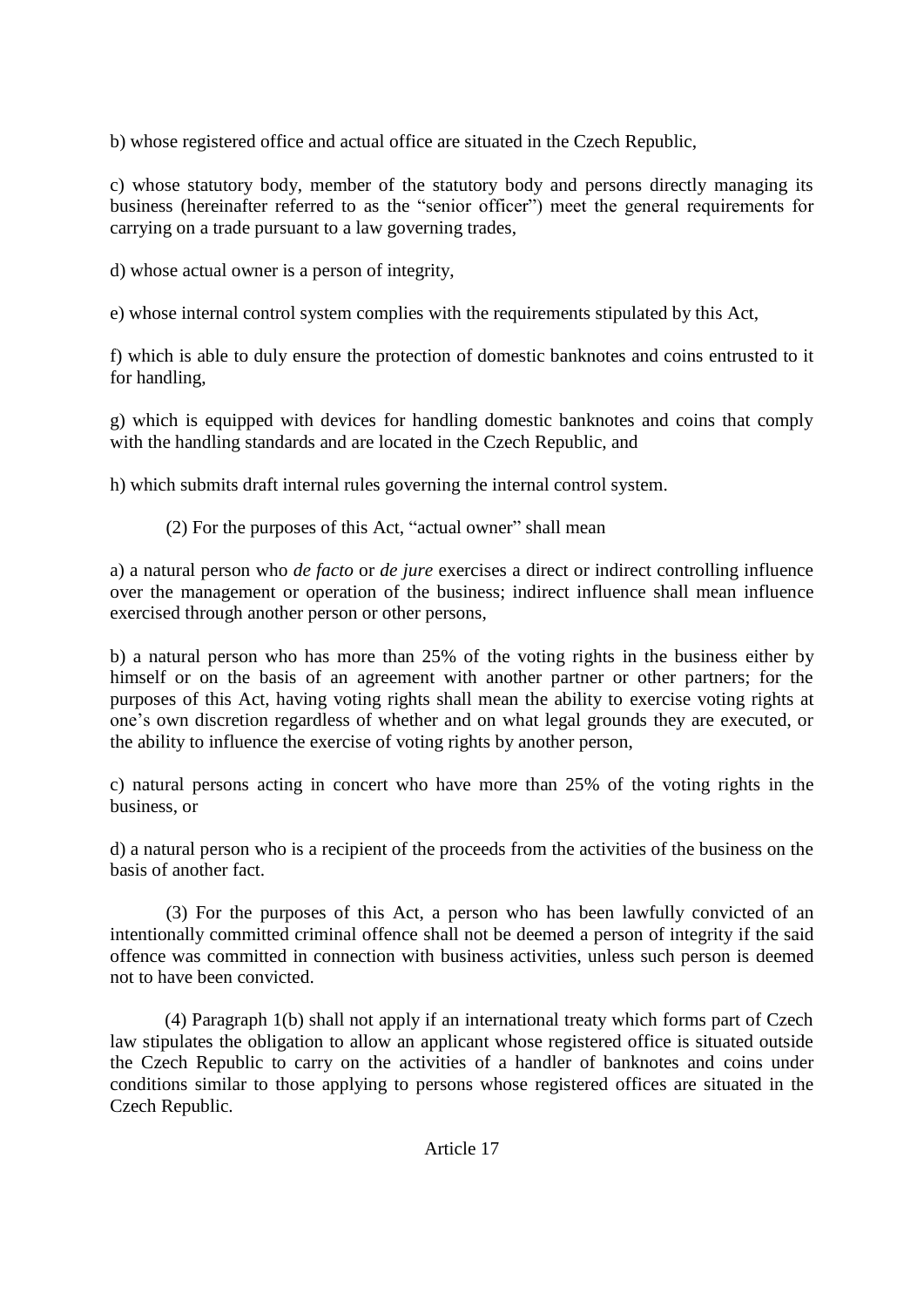b) whose registered office and actual office are situated in the Czech Republic,

c) whose statutory body, member of the statutory body and persons directly managing its business (hereinafter referred to as the "senior officer") meet the general requirements for carrying on a trade pursuant to a law governing trades,

d) whose actual owner is a person of integrity,

e) whose internal control system complies with the requirements stipulated by this Act,

f) which is able to duly ensure the protection of domestic banknotes and coins entrusted to it for handling,

g) which is equipped with devices for handling domestic banknotes and coins that comply with the handling standards and are located in the Czech Republic, and

h) which submits draft internal rules governing the internal control system.

(2) For the purposes of this Act, "actual owner" shall mean

a) a natural person who *de facto* or *de jure* exercises a direct or indirect controlling influence over the management or operation of the business; indirect influence shall mean influence exercised through another person or other persons,

b) a natural person who has more than 25% of the voting rights in the business either by himself or on the basis of an agreement with another partner or other partners; for the purposes of this Act, having voting rights shall mean the ability to exercise voting rights at one's own discretion regardless of whether and on what legal grounds they are executed, or the ability to influence the exercise of voting rights by another person,

c) natural persons acting in concert who have more than 25% of the voting rights in the business, or

d) a natural person who is a recipient of the proceeds from the activities of the business on the basis of another fact.

(3) For the purposes of this Act, a person who has been lawfully convicted of an intentionally committed criminal offence shall not be deemed a person of integrity if the said offence was committed in connection with business activities, unless such person is deemed not to have been convicted.

(4) Paragraph 1(b) shall not apply if an international treaty which forms part of Czech law stipulates the obligation to allow an applicant whose registered office is situated outside the Czech Republic to carry on the activities of a handler of banknotes and coins under conditions similar to those applying to persons whose registered offices are situated in the Czech Republic.

Article 17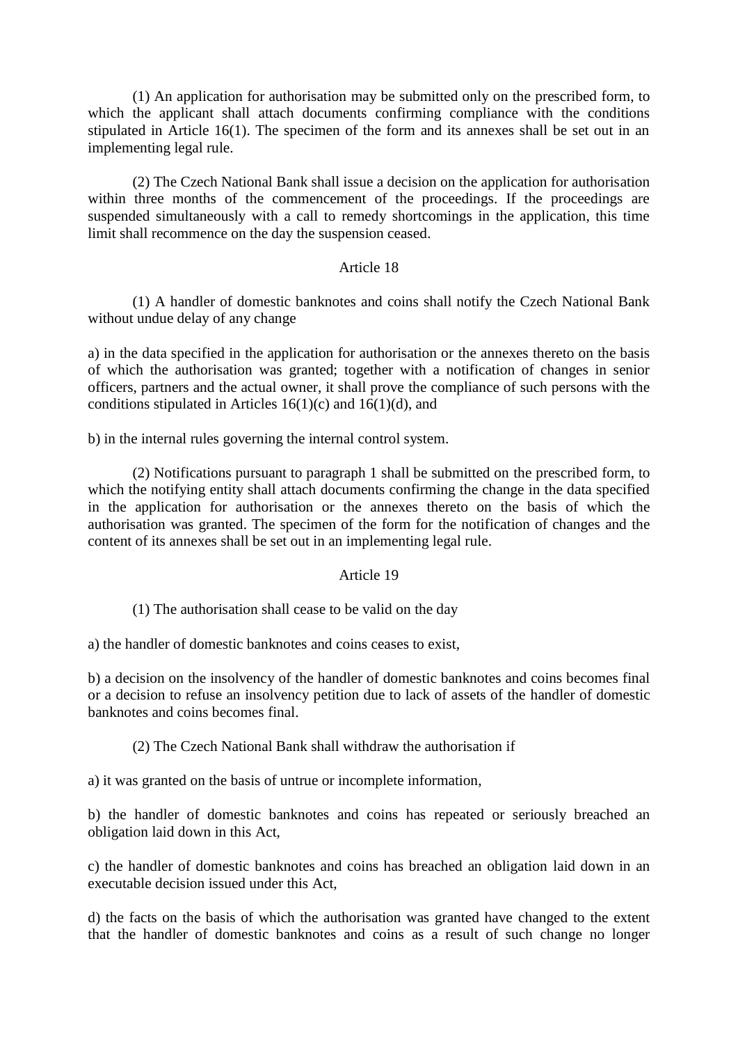(1) An application for authorisation may be submitted only on the prescribed form, to which the applicant shall attach documents confirming compliance with the conditions stipulated in Article 16(1). The specimen of the form and its annexes shall be set out in an implementing legal rule.

(2) The Czech National Bank shall issue a decision on the application for authorisation within three months of the commencement of the proceedings. If the proceedings are suspended simultaneously with a call to remedy shortcomings in the application, this time limit shall recommence on the day the suspension ceased.

Article 18

(1) A handler of domestic banknotes and coins shall notify the Czech National Bank without undue delay of any change

a) in the data specified in the application for authorisation or the annexes thereto on the basis of which the authorisation was granted; together with a notification of changes in senior officers, partners and the actual owner, it shall prove the compliance of such persons with the conditions stipulated in Articles 16(1)(c) and 16(1)(d), and

b) in the internal rules governing the internal control system.

(2) Notifications pursuant to paragraph 1 shall be submitted on the prescribed form, to which the notifying entity shall attach documents confirming the change in the data specified in the application for authorisation or the annexes thereto on the basis of which the authorisation was granted. The specimen of the form for the notification of changes and the content of its annexes shall be set out in an implementing legal rule.

Article 19

(1) The authorisation shall cease to be valid on the day

a) the handler of domestic banknotes and coins ceases to exist,

b) a decision on the insolvency of the handler of domestic banknotes and coins becomes final or a decision to refuse an insolvency petition due to lack of assets of the handler of domestic banknotes and coins becomes final.

(2) The Czech National Bank shall withdraw the authorisation if

a) it was granted on the basis of untrue or incomplete information,

b) the handler of domestic banknotes and coins has repeated or seriously breached an obligation laid down in this Act,

c) the handler of domestic banknotes and coins has breached an obligation laid down in an executable decision issued under this Act,

d) the facts on the basis of which the authorisation was granted have changed to the extent that the handler of domestic banknotes and coins as a result of such change no longer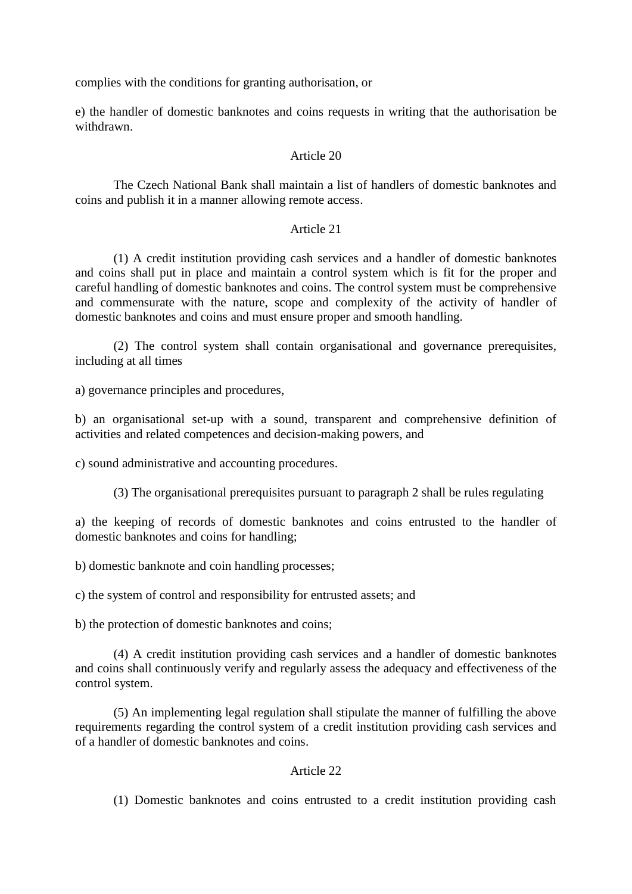complies with the conditions for granting authorisation, or

e) the handler of domestic banknotes and coins requests in writing that the authorisation be withdrawn.

Article 20

The Czech National Bank shall maintain a list of handlers of domestic banknotes and coins and publish it in a manner allowing remote access.

Article 21

(1) A credit institution providing cash services and a handler of domestic banknotes and coins shall put in place and maintain a control system which is fit for the proper and careful handling of domestic banknotes and coins. The control system must be comprehensive and commensurate with the nature, scope and complexity of the activity of handler of domestic banknotes and coins and must ensure proper and smooth handling.

(2) The control system shall contain organisational and governance prerequisites, including at all times

a) governance principles and procedures,

b) an organisational set-up with a sound, transparent and comprehensive definition of activities and related competences and decision-making powers, and

c) sound administrative and accounting procedures.

(3) The organisational prerequisites pursuant to paragraph 2 shall be rules regulating

a) the keeping of records of domestic banknotes and coins entrusted to the handler of domestic banknotes and coins for handling;

b) domestic banknote and coin handling processes;

c) the system of control and responsibility for entrusted assets; and

b) the protection of domestic banknotes and coins;

(4) A credit institution providing cash services and a handler of domestic banknotes and coins shall continuously verify and regularly assess the adequacy and effectiveness of the control system.

(5) An implementing legal regulation shall stipulate the manner of fulfilling the above requirements regarding the control system of a credit institution providing cash services and of a handler of domestic banknotes and coins.

Article 22

(1) Domestic banknotes and coins entrusted to a credit institution providing cash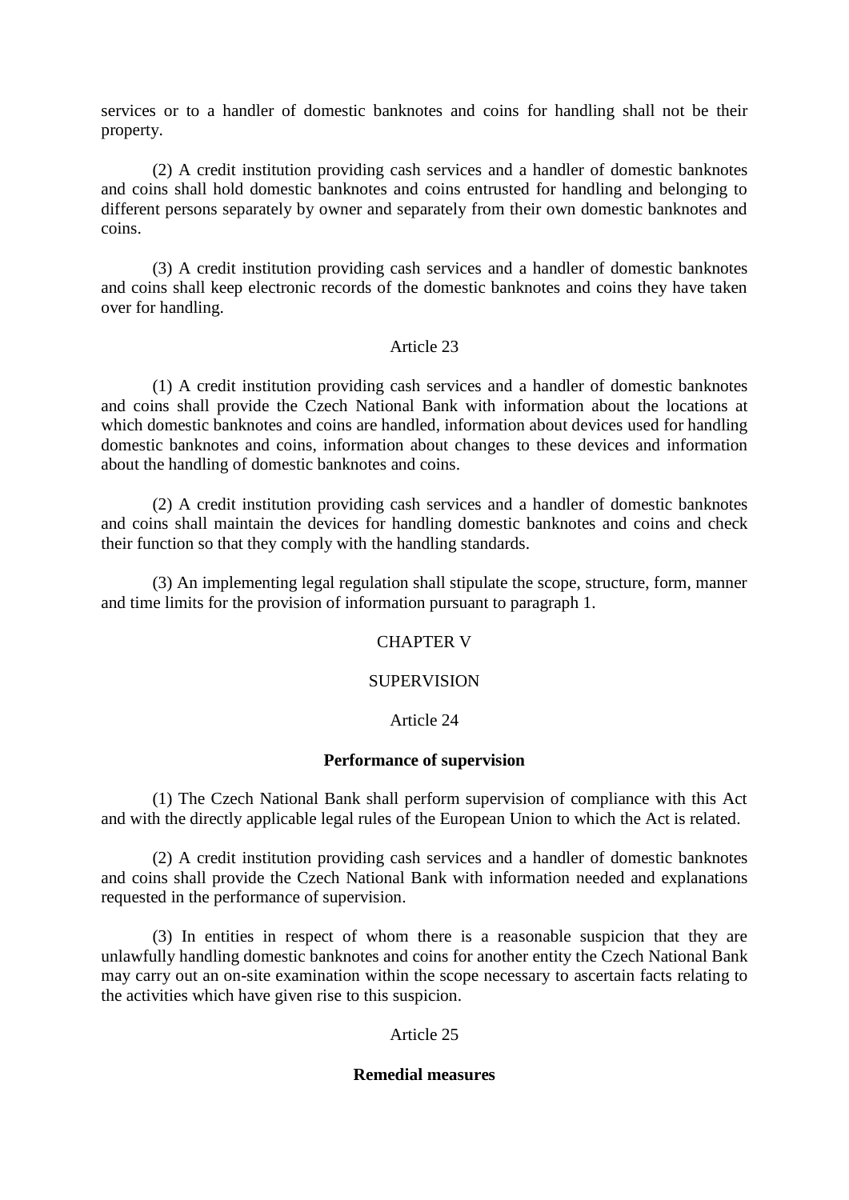services or to a handler of domestic banknotes and coins for handling shall not be their property.

(2) A credit institution providing cash services and a handler of domestic banknotes and coins shall hold domestic banknotes and coins entrusted for handling and belonging to different persons separately by owner and separately from their own domestic banknotes and coins.

(3) A credit institution providing cash services and a handler of domestic banknotes and coins shall keep electronic records of the domestic banknotes and coins they have taken over for handling.

Article 23

(1) A credit institution providing cash services and a handler of domestic banknotes and coins shall provide the Czech National Bank with information about the locations at which domestic banknotes and coins are handled, information about devices used for handling domestic banknotes and coins, information about changes to these devices and information about the handling of domestic banknotes and coins.

(2) A credit institution providing cash services and a handler of domestic banknotes and coins shall maintain the devices for handling domestic banknotes and coins and check their function so that they comply with the handling standards.

(3) An implementing legal regulation shall stipulate the scope, structure, form, manner and time limits for the provision of information pursuant to paragraph 1.

CHAPTER V

SUPERVISION

Article 24

**Performance of supervision**

(1) The Czech National Bank shall perform supervision of compliance with this Act and with the directly applicable legal rules of the European Union to which the Act is related.

(2) A credit institution providing cash services and a handler of domestic banknotes and coins shall provide the Czech National Bank with information needed and explanations requested in the performance of supervision.

(3) In entities in respect of whom there is a reasonable suspicion that they are unlawfully handling domestic banknotes and coins for another entity the Czech National Bank may carry out an on-site examination within the scope necessary to ascertain facts relating to the activities which have given rise to this suspicion.

Article 25

**Remedial measures**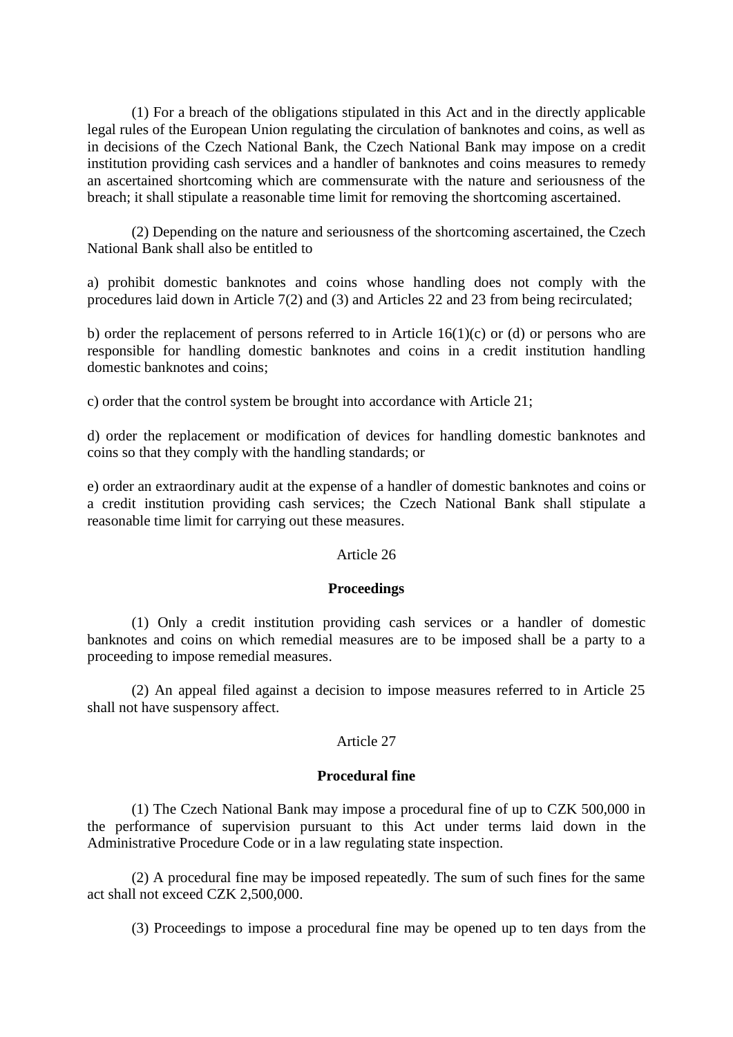(1) For a breach of the obligations stipulated in this Act and in the directly applicable legal rules of the European Union regulating the circulation of banknotes and coins, as well as in decisions of the Czech National Bank, the Czech National Bank may impose on a credit institution providing cash services and a handler of banknotes and coins measures to remedy an ascertained shortcoming which are commensurate with the nature and seriousness of the breach; it shall stipulate a reasonable time limit for removing the shortcoming ascertained.

(2) Depending on the nature and seriousness of the shortcoming ascertained, the Czech National Bank shall also be entitled to

a) prohibit domestic banknotes and coins whose handling does not comply with the procedures laid down in Article 7(2) and (3) and Articles 22 and 23 from being recirculated;

b) order the replacement of persons referred to in Article 16(1)(c) or (d) or persons who are responsible for handling domestic banknotes and coins in a credit institution handling domestic banknotes and coins;

c) order that the control system be brought into accordance with Article 21;

d) order the replacement or modification of devices for handling domestic banknotes and coins so that they comply with the handling standards; or

e) order an extraordinary audit at the expense of a handler of domestic banknotes and coins or a credit institution providing cash services; the Czech National Bank shall stipulate a reasonable time limit for carrying out these measures.

Article 26

**Proceedings**

(1) Only a credit institution providing cash services or a handler of domestic banknotes and coins on which remedial measures are to be imposed shall be a party to a proceeding to impose remedial measures.

(2) An appeal filed against a decision to impose measures referred to in Article 25 shall not have suspensory affect.

Article 27

**Procedural fine**

(1) The Czech National Bank may impose a procedural fine of up to CZK 500,000 in the performance of supervision pursuant to this Act under terms laid down in the Administrative Procedure Code or in a law regulating state inspection.

(2) A procedural fine may be imposed repeatedly. The sum of such fines for the same act shall not exceed CZK 2,500,000.

(3) Proceedings to impose a procedural fine may be opened up to ten days from the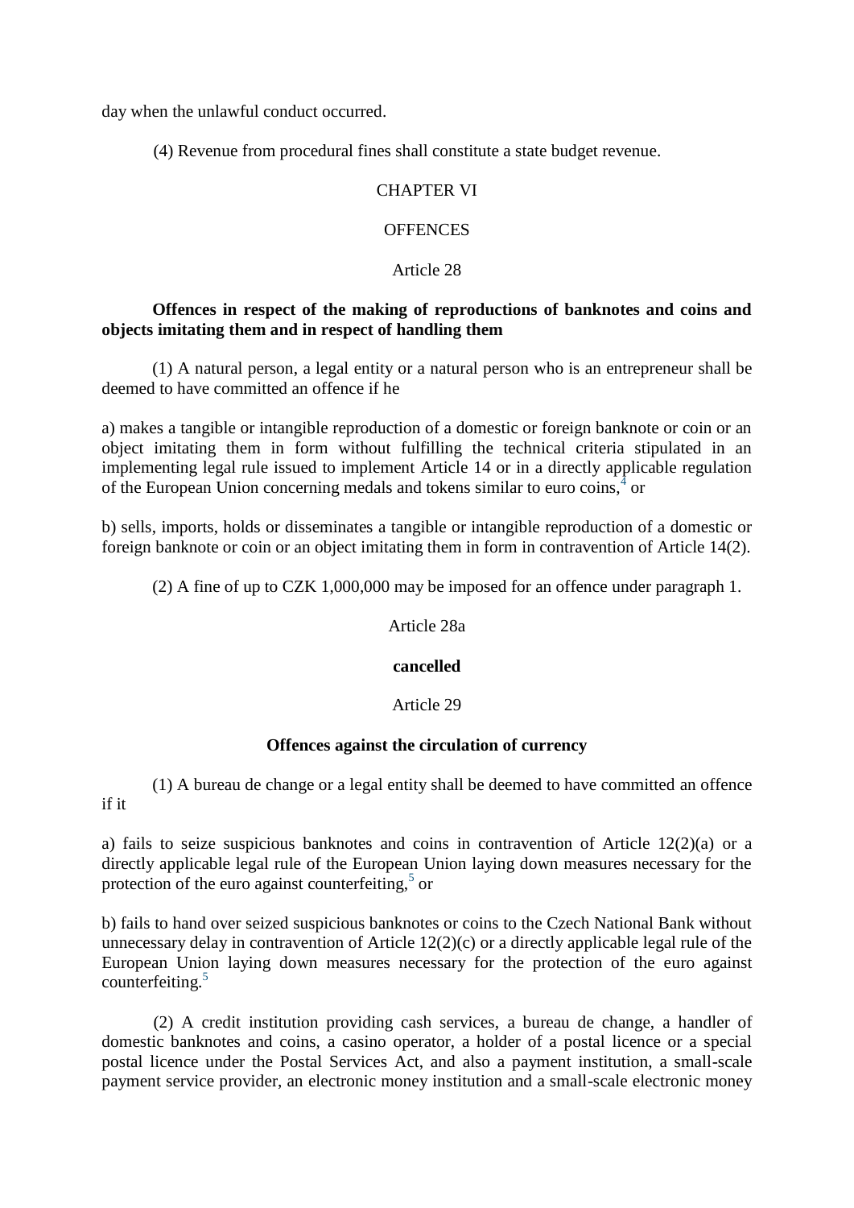day when the unlawful conduct occurred.

(4) Revenue from procedural fines shall constitute a state budget revenue.

CHAPTER VI

OFFENCES

Article 28

**Offences in respect of the making of reproductions of banknotes and coins and objects imitating them and in respect of handling them**

(1) A natural person, a legal entity or a natural person who is an entrepreneur shall be deemed to have committed an offence if he

a) makes a tangible or intangible reproduction of a domestic or foreign banknote or coin or an object imitating them in form without fulfilling the technical criteria stipulated in an implementing legal rule issued to implement Article 14 or in a directly applicable regulation of the European Union concerning medals and tokens similar to euro coins,[4] or

b) sells, imports, holds or disseminates a tangible or intangible reproduction of a domestic or foreign banknote or coin or an object imitating them in form in contravention of Article 14(2).

(2) A fine of up to CZK 1,000,000 may be imposed for an offence under paragraph 1.

Article 28a

**cancelled**

Article 29

**Offences against the circulation of currency**

(1) A bureau de change or a legal entity shall be deemed to have committed an offence if it

a) fails to seize suspicious banknotes and coins in contravention of Article 12(2)(a) or a directly applicable legal rule of the European Union laying down measures necessary for the protection of the euro against counterfeiting,[5] or

b) fails to hand over seized suspicious banknotes or coins to the Czech National Bank without unnecessary delay in contravention of Article 12(2)(c) or a directly applicable legal rule of the European Union laying down measures necessary for the protection of the euro against counterfeiting.[5]

(2) A credit institution providing cash services, a bureau de change, a handler of domestic banknotes and coins, a casino operator, a holder of a postal licence or a special postal licence under the Postal Services Act, and also a payment institution, a small-scale payment service provider, an electronic money institution and a small-scale electronic money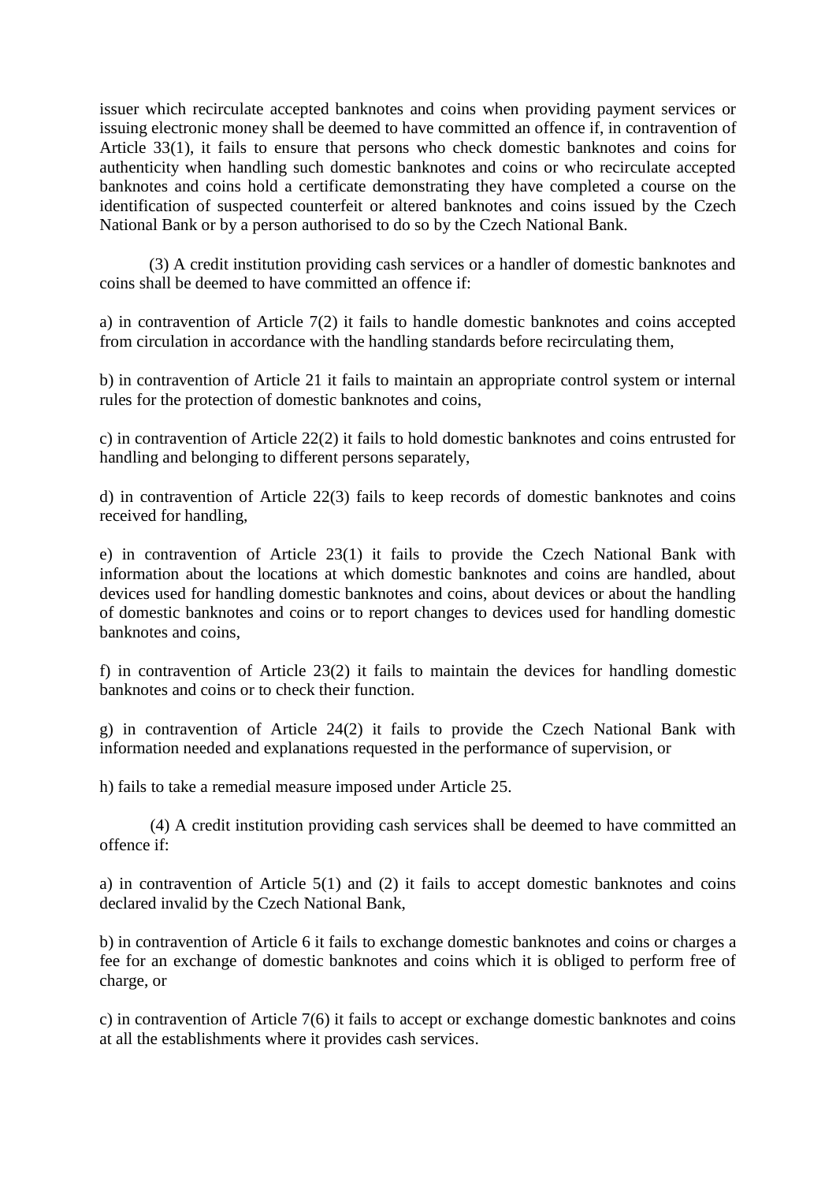issuer which recirculate accepted banknotes and coins when providing payment services or issuing electronic money shall be deemed to have committed an offence if, in contravention of Article 33(1), it fails to ensure that persons who check domestic banknotes and coins for authenticity when handling such domestic banknotes and coins or who recirculate accepted banknotes and coins hold a certificate demonstrating they have completed a course on the identification of suspected counterfeit or altered banknotes and coins issued by the Czech National Bank or by a person authorised to do so by the Czech National Bank.

(3) A credit institution providing cash services or a handler of domestic banknotes and coins shall be deemed to have committed an offence if:

a) in contravention of Article 7(2) it fails to handle domestic banknotes and coins accepted from circulation in accordance with the handling standards before recirculating them,

b) in contravention of Article 21 it fails to maintain an appropriate control system or internal rules for the protection of domestic banknotes and coins,

c) in contravention of Article 22(2) it fails to hold domestic banknotes and coins entrusted for handling and belonging to different persons separately,

d) in contravention of Article 22(3) fails to keep records of domestic banknotes and coins received for handling,

e) in contravention of Article 23(1) it fails to provide the Czech National Bank with information about the locations at which domestic banknotes and coins are handled, about devices used for handling domestic banknotes and coins, about devices or about the handling of domestic banknotes and coins or to report changes to devices used for handling domestic banknotes and coins,

f) in contravention of Article 23(2) it fails to maintain the devices for handling domestic banknotes and coins or to check their function.

g) in contravention of Article 24(2) it fails to provide the Czech National Bank with information needed and explanations requested in the performance of supervision, or

h) fails to take a remedial measure imposed under Article 25.

(4) A credit institution providing cash services shall be deemed to have committed an offence if:

a) in contravention of Article 5(1) and (2) it fails to accept domestic banknotes and coins declared invalid by the Czech National Bank,

b) in contravention of Article 6 it fails to exchange domestic banknotes and coins or charges a fee for an exchange of domestic banknotes and coins which it is obliged to perform free of charge, or

c) in contravention of Article 7(6) it fails to accept or exchange domestic banknotes and coins at all the establishments where it provides cash services.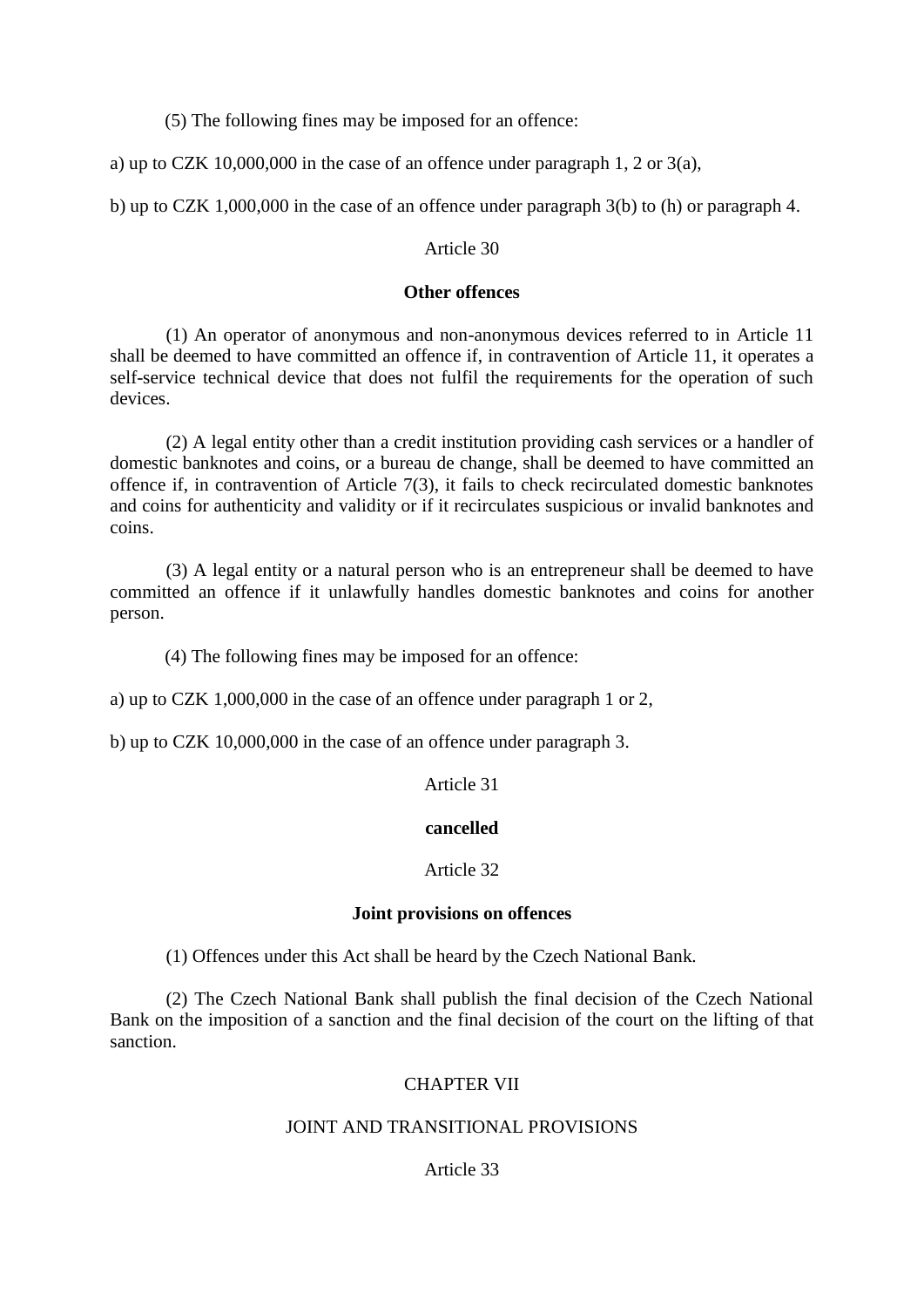(5) The following fines may be imposed for an offence:

a) up to CZK 10,000,000 in the case of an offence under paragraph 1, 2 or 3(a),

b) up to CZK 1,000,000 in the case of an offence under paragraph 3(b) to (h) or paragraph 4.

Article 30

**Other offences**

(1) An operator of anonymous and non-anonymous devices referred to in Article 11 shall be deemed to have committed an offence if, in contravention of Article 11, it operates a self-service technical device that does not fulfil the requirements for the operation of such devices.

(2) A legal entity other than a credit institution providing cash services or a handler of domestic banknotes and coins, or a bureau de change, shall be deemed to have committed an offence if, in contravention of Article 7(3), it fails to check recirculated domestic banknotes and coins for authenticity and validity or if it recirculates suspicious or invalid banknotes and coins.

(3) A legal entity or a natural person who is an entrepreneur shall be deemed to have committed an offence if it unlawfully handles domestic banknotes and coins for another person.

(4) The following fines may be imposed for an offence:

a) up to CZK 1,000,000 in the case of an offence under paragraph 1 or 2,

b) up to CZK 10,000,000 in the case of an offence under paragraph 3.

Article 31

**cancelled**

Article 32

**Joint provisions on offences**

(1) Offences under this Act shall be heard by the Czech National Bank.

(2) The Czech National Bank shall publish the final decision of the Czech National Bank on the imposition of a sanction and the final decision of the court on the lifting of that sanction.

CHAPTER VII

JOINT AND TRANSITIONAL PROVISIONS

Article 33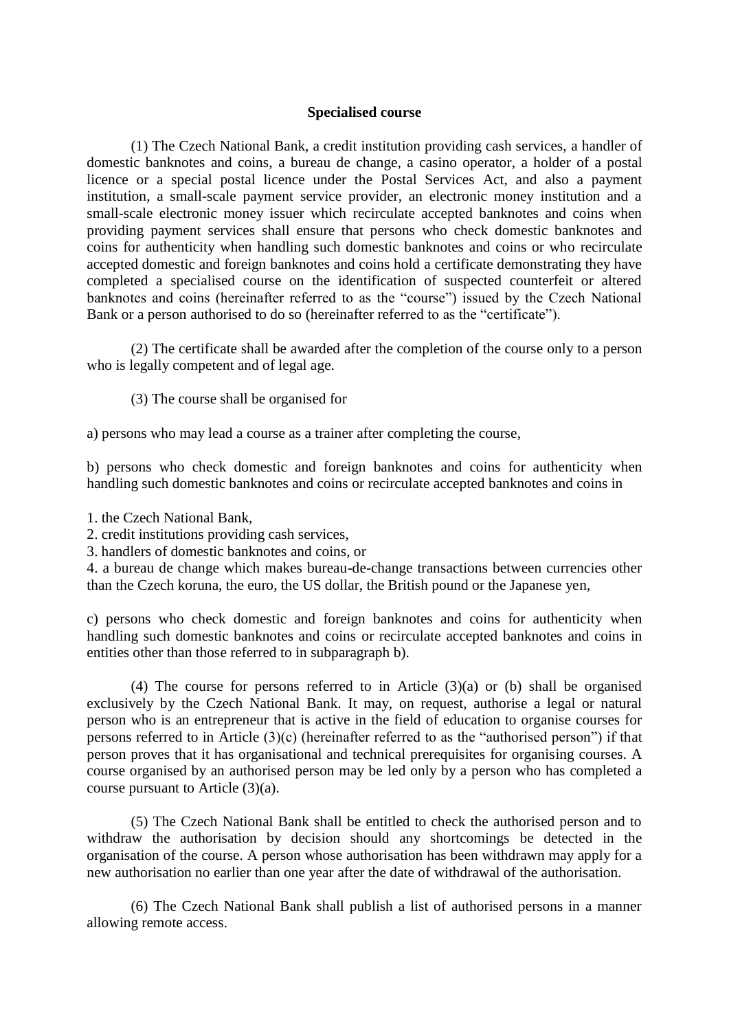**Specialised course**

(1) The Czech National Bank, a credit institution providing cash services, a handler of domestic banknotes and coins, a bureau de change, a casino operator, a holder of a postal licence or a special postal licence under the Postal Services Act, and also a payment institution, a small-scale payment service provider, an electronic money institution and a small-scale electronic money issuer which recirculate accepted banknotes and coins when providing payment services shall ensure that persons who check domestic banknotes and coins for authenticity when handling such domestic banknotes and coins or who recirculate accepted domestic and foreign banknotes and coins hold a certificate demonstrating they have completed a specialised course on the identification of suspected counterfeit or altered banknotes and coins (hereinafter referred to as the "course") issued by the Czech National Bank or a person authorised to do so (hereinafter referred to as the "certificate").

(2) The certificate shall be awarded after the completion of the course only to a person who is legally competent and of legal age.

(3) The course shall be organised for

a) persons who may lead a course as a trainer after completing the course,

b) persons who check domestic and foreign banknotes and coins for authenticity when handling such domestic banknotes and coins or recirculate accepted banknotes and coins in

1. the Czech National Bank,
2. credit institutions providing cash services,
3. handlers of domestic banknotes and coins, or
4. a bureau de change which makes bureau-de-change transactions between currencies other than the Czech koruna, the euro, the US dollar, the British pound or the Japanese yen,

c) persons who check domestic and foreign banknotes and coins for authenticity when handling such domestic banknotes and coins or recirculate accepted banknotes and coins in entities other than those referred to in subparagraph b).

(4) The course for persons referred to in Article (3)(a) or (b) shall be organised exclusively by the Czech National Bank. It may, on request, authorise a legal or natural person who is an entrepreneur that is active in the field of education to organise courses for persons referred to in Article (3)(c) (hereinafter referred to as the "authorised person") if that person proves that it has organisational and technical prerequisites for organising courses. A course organised by an authorised person may be led only by a person who has completed a course pursuant to Article (3)(a).

(5) The Czech National Bank shall be entitled to check the authorised person and to withdraw the authorisation by decision should any shortcomings be detected in the organisation of the course. A person whose authorisation has been withdrawn may apply for a new authorisation no earlier than one year after the date of withdrawal of the authorisation.

(6) The Czech National Bank shall publish a list of authorised persons in a manner allowing remote access.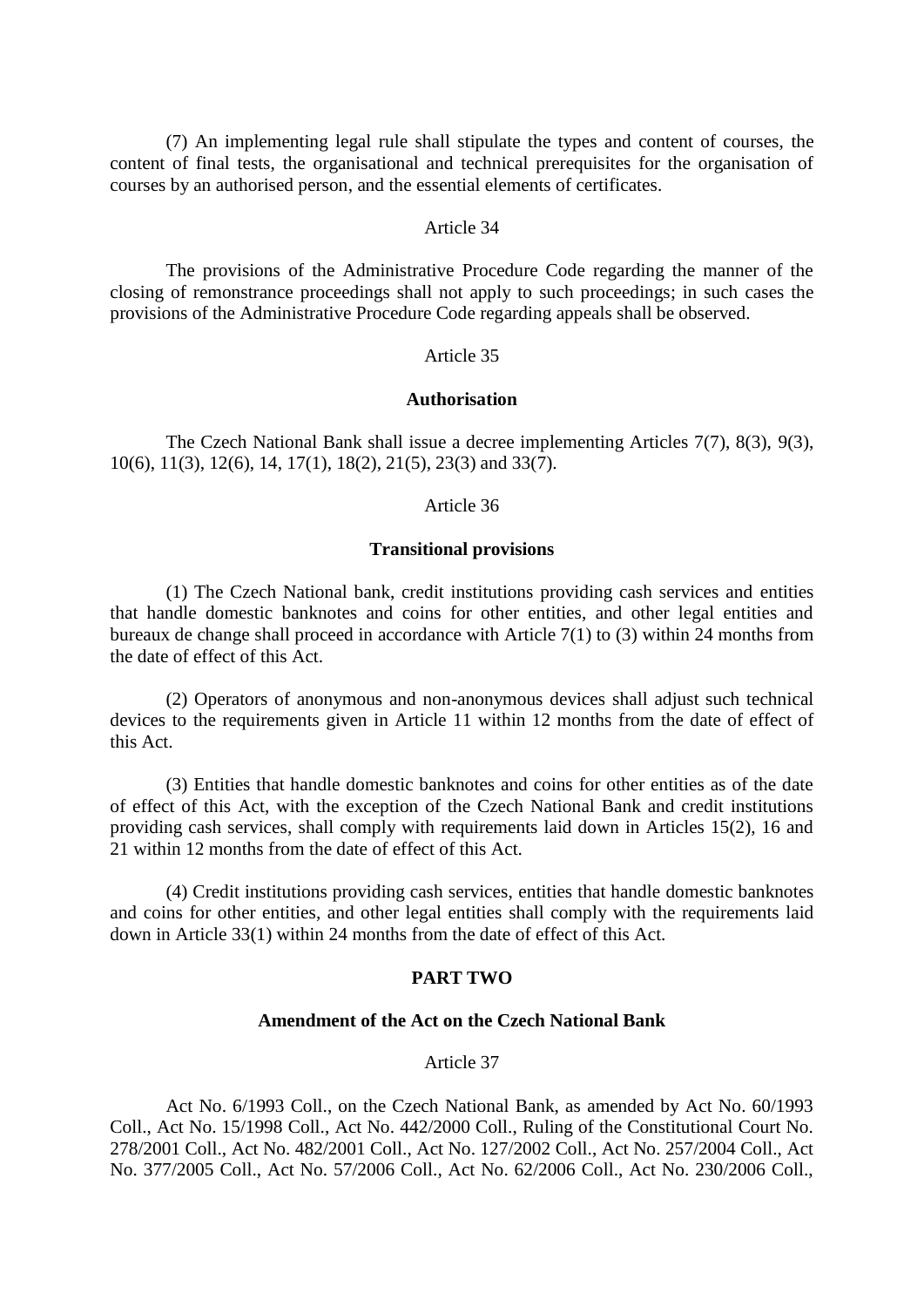(7) An implementing legal rule shall stipulate the types and content of courses, the content of final tests, the organisational and technical prerequisites for the organisation of courses by an authorised person, and the essential elements of certificates.

Article 34

The provisions of the Administrative Procedure Code regarding the manner of the closing of remonstrance proceedings shall not apply to such proceedings; in such cases the provisions of the Administrative Procedure Code regarding appeals shall be observed.

Article 35

**Authorisation**

The Czech National Bank shall issue a decree implementing Articles 7(7), 8(3), 9(3), 10(6), 11(3), 12(6), 14, 17(1), 18(2), 21(5), 23(3) and 33(7).

Article 36

**Transitional provisions**

(1) The Czech National bank, credit institutions providing cash services and entities that handle domestic banknotes and coins for other entities, and other legal entities and bureaux de change shall proceed in accordance with Article 7(1) to (3) within 24 months from the date of effect of this Act.

(2) Operators of anonymous and non-anonymous devices shall adjust such technical devices to the requirements given in Article 11 within 12 months from the date of effect of this Act.

(3) Entities that handle domestic banknotes and coins for other entities as of the date of effect of this Act, with the exception of the Czech National Bank and credit institutions providing cash services, shall comply with requirements laid down in Articles 15(2), 16 and 21 within 12 months from the date of effect of this Act.

(4) Credit institutions providing cash services, entities that handle domestic banknotes and coins for other entities, and other legal entities shall comply with the requirements laid down in Article 33(1) within 24 months from the date of effect of this Act.

**PART TWO**

**Amendment of the Act on the Czech National Bank**

Article 37

Act No. 6/1993 Coll., on the Czech National Bank, as amended by Act No. 60/1993 Coll., Act No. 15/1998 Coll., Act No. 442/2000 Coll., Ruling of the Constitutional Court No. 278/2001 Coll., Act No. 482/2001 Coll., Act No. 127/2002 Coll., Act No. 257/2004 Coll., Act No. 377/2005 Coll., Act No. 57/2006 Coll., Act No. 62/2006 Coll., Act No. 230/2006 Coll.,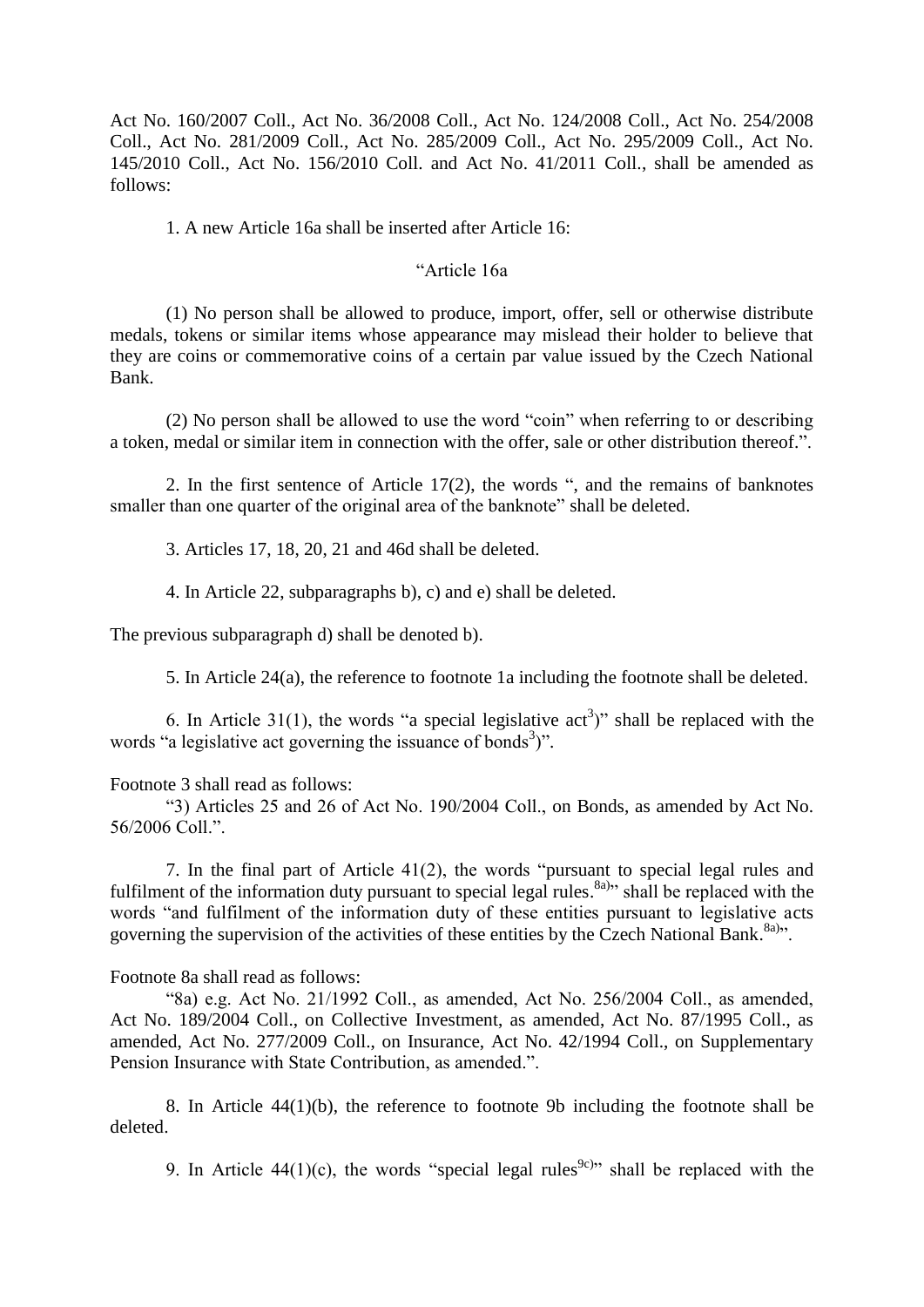Act No. 160/2007 Coll., Act No. 36/2008 Coll., Act No. 124/2008 Coll., Act No. 254/2008 Coll., Act No. 281/2009 Coll., Act No. 285/2009 Coll., Act No. 295/2009 Coll., Act No. 145/2010 Coll., Act No. 156/2010 Coll. and Act No. 41/2011 Coll., shall be amended as follows:

1. A new Article 16a shall be inserted after Article 16:

"Article 16a

(1) No person shall be allowed to produce, import, offer, sell or otherwise distribute medals, tokens or similar items whose appearance may mislead their holder to believe that they are coins or commemorative coins of a certain par value issued by the Czech National Bank.

(2) No person shall be allowed to use the word "coin" when referring to or describing a token, medal or similar item in connection with the offer, sale or other distribution thereof.".

2. In the first sentence of Article 17(2), the words ", and the remains of banknotes smaller than one quarter of the original area of the banknote" shall be deleted.

3. Articles 17, 18, 20, 21 and 46d shall be deleted.

4. In Article 22, subparagraphs b), c) and e) shall be deleted.

The previous subparagraph d) shall be denoted b).

5. In Article 24(a), the reference to footnote 1a including the footnote shall be deleted.

6. In Article 31(1), the words "a special legislative act[3])" shall be replaced with the words "a legislative act governing the issuance of bonds[3])".

Footnote 3 shall read as follows:

"3) Articles 25 and 26 of Act No. 190/2004 Coll., on Bonds, as amended by Act No. 56/2006 Coll.".

7. In the final part of Article 41(2), the words "pursuant to special legal rules and fulfilment of the information duty pursuant to special legal rules.[8a)]" shall be replaced with the words "and fulfilment of the information duty of these entities pursuant to legislative acts governing the supervision of the activities of these entities by the Czech National Bank.[8a)]".

Footnote 8a shall read as follows:

"8a) e.g. Act No. 21/1992 Coll., as amended, Act No. 256/2004 Coll., as amended, Act No. 189/2004 Coll., on Collective Investment, as amended, Act No. 87/1995 Coll., as amended, Act No. 277/2009 Coll., on Insurance, Act No. 42/1994 Coll., on Supplementary Pension Insurance with State Contribution, as amended.".

8. In Article 44(1)(b), the reference to footnote 9b including the footnote shall be deleted.

9. In Article 44(1)(c), the words "special legal rules[9c)]" shall be replaced with the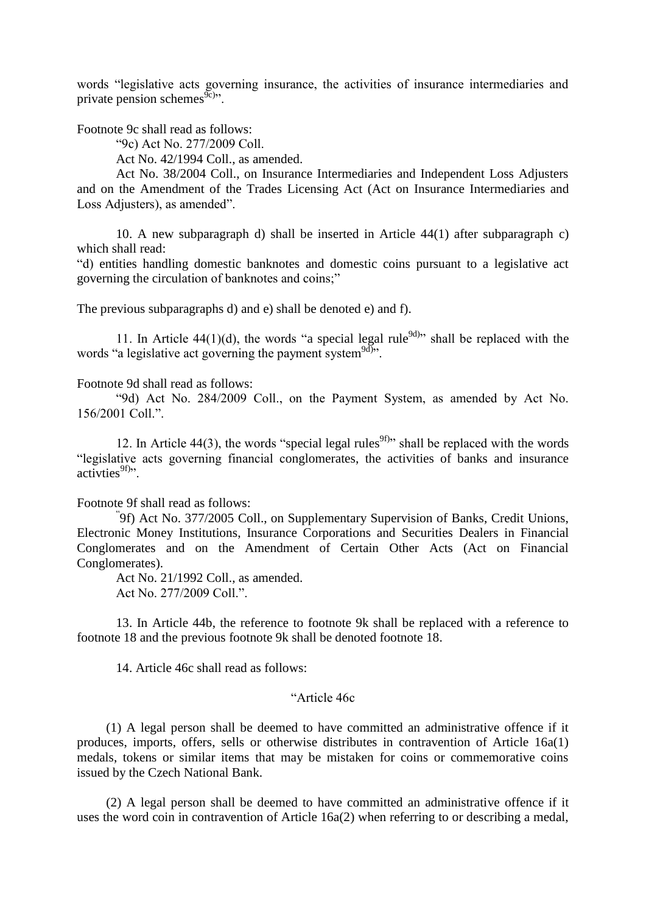words “legislative acts governing insurance, the activities of insurance intermediaries and private pension schemes[9c)]”.

Footnote 9c shall read as follows:

“9c) Act No. 277/2009 Coll.

Act No. 42/1994 Coll., as amended.

Act No. 38/2004 Coll., on Insurance Intermediaries and Independent Loss Adjusters and on the Amendment of the Trades Licensing Act (Act on Insurance Intermediaries and Loss Adjusters), as amended”.

10. A new subparagraph d) shall be inserted in Article 44(1) after subparagraph c) which shall read:

“d) entities handling domestic banknotes and domestic coins pursuant to a legislative act governing the circulation of banknotes and coins;”

The previous subparagraphs d) and e) shall be denoted e) and f).

11. In Article 44(1)(d), the words “a special legal rule[9d)]” shall be replaced with the words “a legislative act governing the payment system[9d)]”.

Footnote 9d shall read as follows:

“9d) Act No. 284/2009 Coll., on the Payment System, as amended by Act No. 156/2001 Coll.”.

12. In Article 44(3), the words “special legal rules[9f)]” shall be replaced with the words “legislative acts governing financial conglomerates, the activities of banks and insurance activties[9f)]”.

Footnote 9f shall read as follows:

“9f) Act No. 377/2005 Coll., on Supplementary Supervision of Banks, Credit Unions, Electronic Money Institutions, Insurance Corporations and Securities Dealers in Financial Conglomerates and on the Amendment of Certain Other Acts (Act on Financial Conglomerates).

Act No. 21/1992 Coll., as amended.

Act No. 277/2009 Coll.”.

13. In Article 44b, the reference to footnote 9k shall be replaced with a reference to footnote 18 and the previous footnote 9k shall be denoted footnote 18.

14. Article 46c shall read as follows:

“Article 46c

(1) A legal person shall be deemed to have committed an administrative offence if it produces, imports, offers, sells or otherwise distributes in contravention of Article 16a(1) medals, tokens or similar items that may be mistaken for coins or commemorative coins issued by the Czech National Bank.

(2) A legal person shall be deemed to have committed an administrative offence if it uses the word coin in contravention of Article 16a(2) when referring to or describing a medal,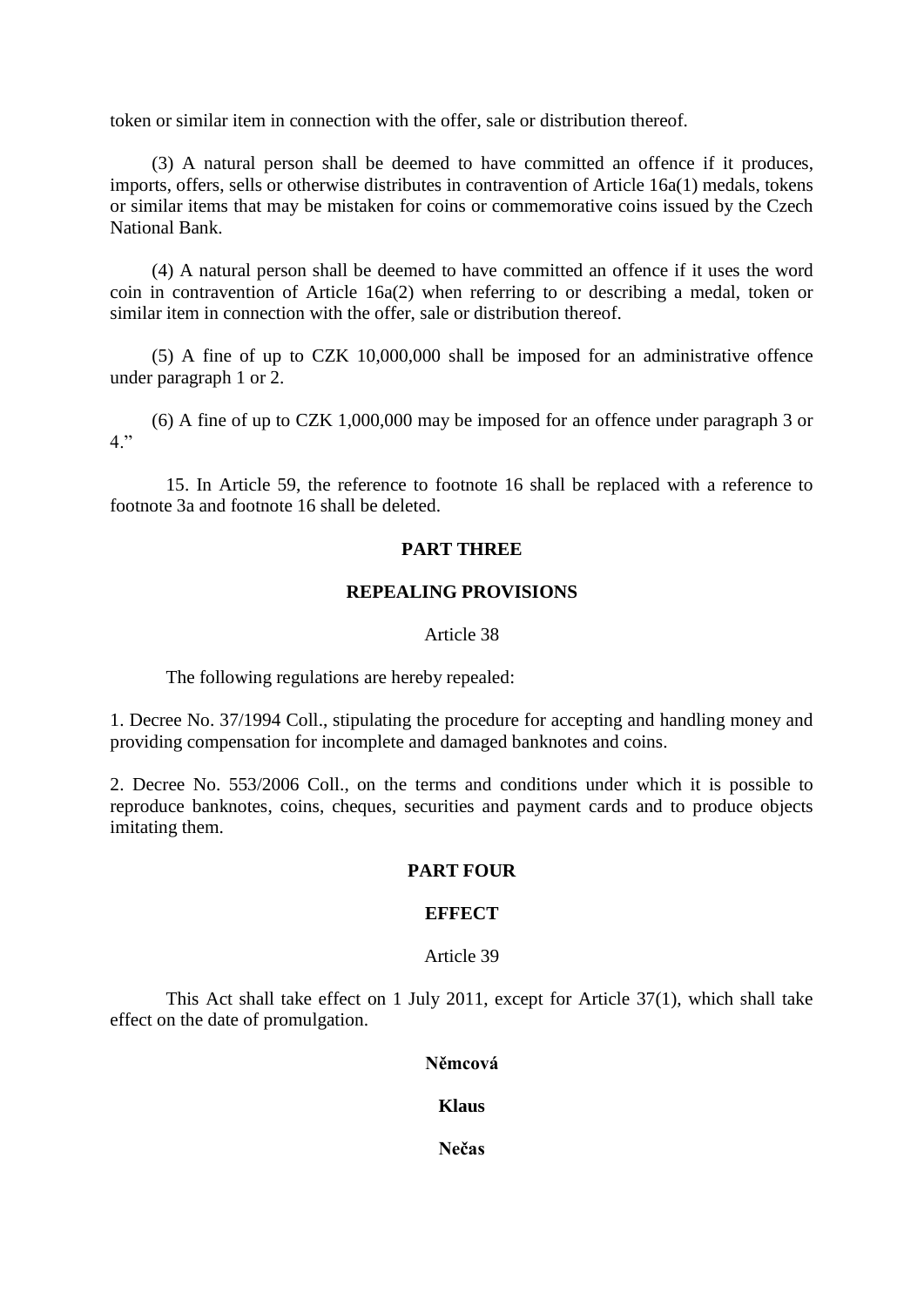token or similar item in connection with the offer, sale or distribution thereof.

(3) A natural person shall be deemed to have committed an offence if it produces, imports, offers, sells or otherwise distributes in contravention of Article 16a(1) medals, tokens or similar items that may be mistaken for coins or commemorative coins issued by the Czech National Bank.

(4) A natural person shall be deemed to have committed an offence if it uses the word coin in contravention of Article 16a(2) when referring to or describing a medal, token or similar item in connection with the offer, sale or distribution thereof.

(5) A fine of up to CZK 10,000,000 shall be imposed for an administrative offence under paragraph 1 or 2.

(6) A fine of up to CZK 1,000,000 may be imposed for an offence under paragraph 3 or 4."

15. In Article 59, the reference to footnote 16 shall be replaced with a reference to footnote 3a and footnote 16 shall be deleted.

**PART THREE**

**REPEALING PROVISIONS**

Article 38

The following regulations are hereby repealed:

1. Decree No. 37/1994 Coll., stipulating the procedure for accepting and handling money and providing compensation for incomplete and damaged banknotes and coins.

2. Decree No. 553/2006 Coll., on the terms and conditions under which it is possible to reproduce banknotes, coins, cheques, securities and payment cards and to produce objects imitating them.

**PART FOUR**

**EFFECT**

Article 39

This Act shall take effect on 1 July 2011, except for Article 37(1), which shall take effect on the date of promulgation.

**Němcová**

**Klaus**

**Nečas**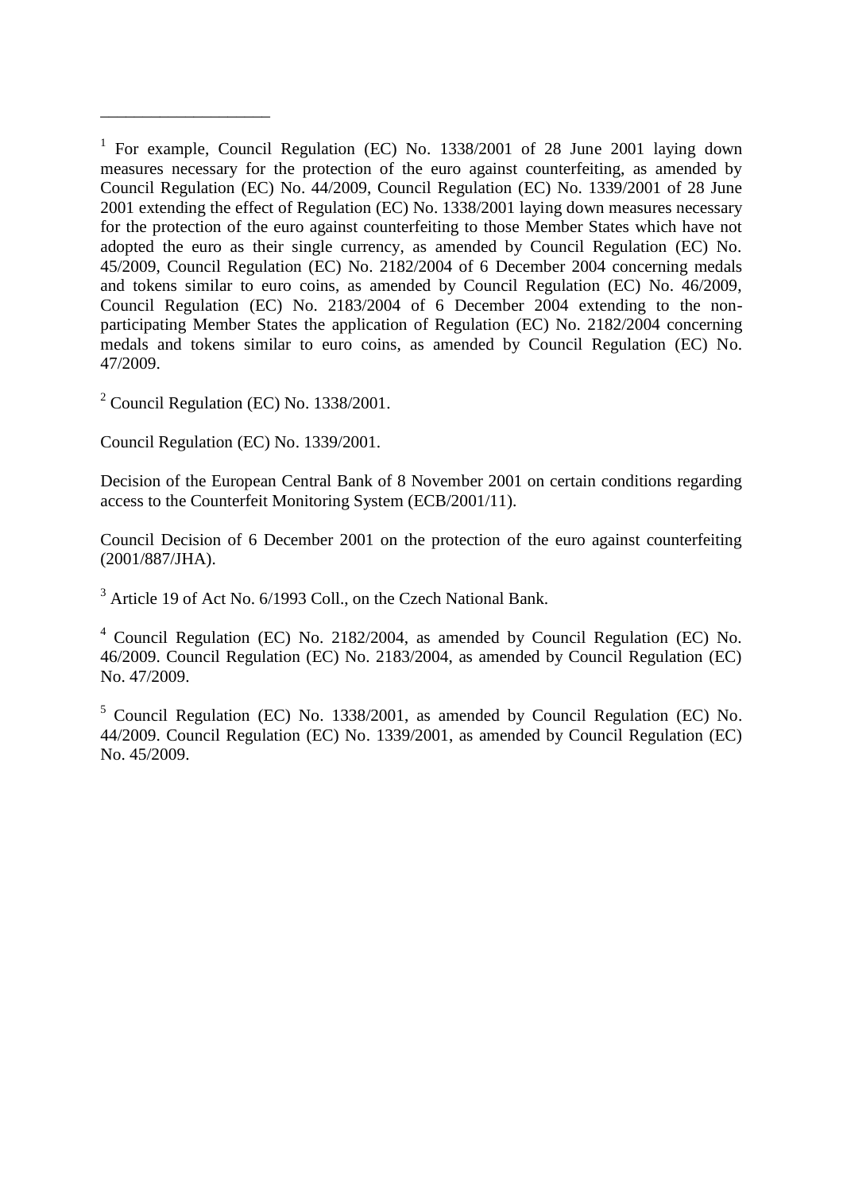---

[1] For example, Council Regulation (EC) No. 1338/2001 of 28 June 2001 laying down measures necessary for the protection of the euro against counterfeiting, as amended by Council Regulation (EC) No. 44/2009, Council Regulation (EC) No. 1339/2001 of 28 June 2001 extending the effect of Regulation (EC) No. 1338/2001 laying down measures necessary for the protection of the euro against counterfeiting to those Member States which have not adopted the euro as their single currency, as amended by Council Regulation (EC) No. 45/2009, Council Regulation (EC) No. 2182/2004 of 6 December 2004 concerning medals and tokens similar to euro coins, as amended by Council Regulation (EC) No. 46/2009, Council Regulation (EC) No. 2183/2004 of 6 December 2004 extending to the non-participating Member States the application of Regulation (EC) No. 2182/2004 concerning medals and tokens similar to euro coins, as amended by Council Regulation (EC) No. 47/2009.

[2] Council Regulation (EC) No. 1338/2001.

Council Regulation (EC) No. 1339/2001.

Decision of the European Central Bank of 8 November 2001 on certain conditions regarding access to the Counterfeit Monitoring System (ECB/2001/11).

Council Decision of 6 December 2001 on the protection of the euro against counterfeiting (2001/887/JHA).

[3] Article 19 of Act No. 6/1993 Coll., on the Czech National Bank.

[4] Council Regulation (EC) No. 2182/2004, as amended by Council Regulation (EC) No. 46/2009. Council Regulation (EC) No. 2183/2004, as amended by Council Regulation (EC) No. 47/2009.

[5] Council Regulation (EC) No. 1338/2001, as amended by Council Regulation (EC) No. 44/2009. Council Regulation (EC) No. 1339/2001, as amended by Council Regulation (EC) No. 45/2009.